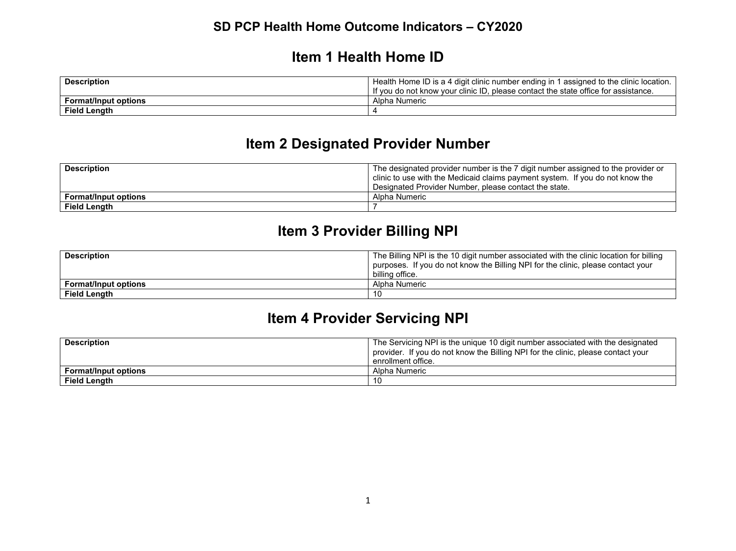# SD PCP Health Home Outcome Indicators – CY2020

## Item 1 Health Home ID

| Description | Health Home ID is a 4 digit clinic number ending in 1 assigned to the clinic location. If you do not know your clinic ID, please contact the state office for assistance. |
|---|---|
| **Format/Input options** | Alpha Numeric |
| **Field Length** | 4 |

## Item 2 Designated Provider Number

| Description | The designated provider number is the 7 digit number assigned to the provider or clinic to use with the Medicaid claims payment system. If you do not know the Designated Provider Number, please contact the state. |
|---|---|
| **Format/Input options** | Alpha Numeric |
| **Field Length** | 7 |

## Item 3 Provider Billing NPI

| Description | The Billing NPI is the 10 digit number associated with the clinic location for billing purposes. If you do not know the Billing NPI for the clinic, please contact your billing office. |
|---|---|
| **Format/Input options** | Alpha Numeric |
| **Field Length** | 10 |

## Item 4 Provider Servicing NPI

| Description | The Servicing NPI is the unique 10 digit number associated with the designated provider. If you do not know the Billing NPI for the clinic, please contact your enrollment office. |
|---|---|
| **Format/Input options** | Alpha Numeric |
| **Field Length** | 10 |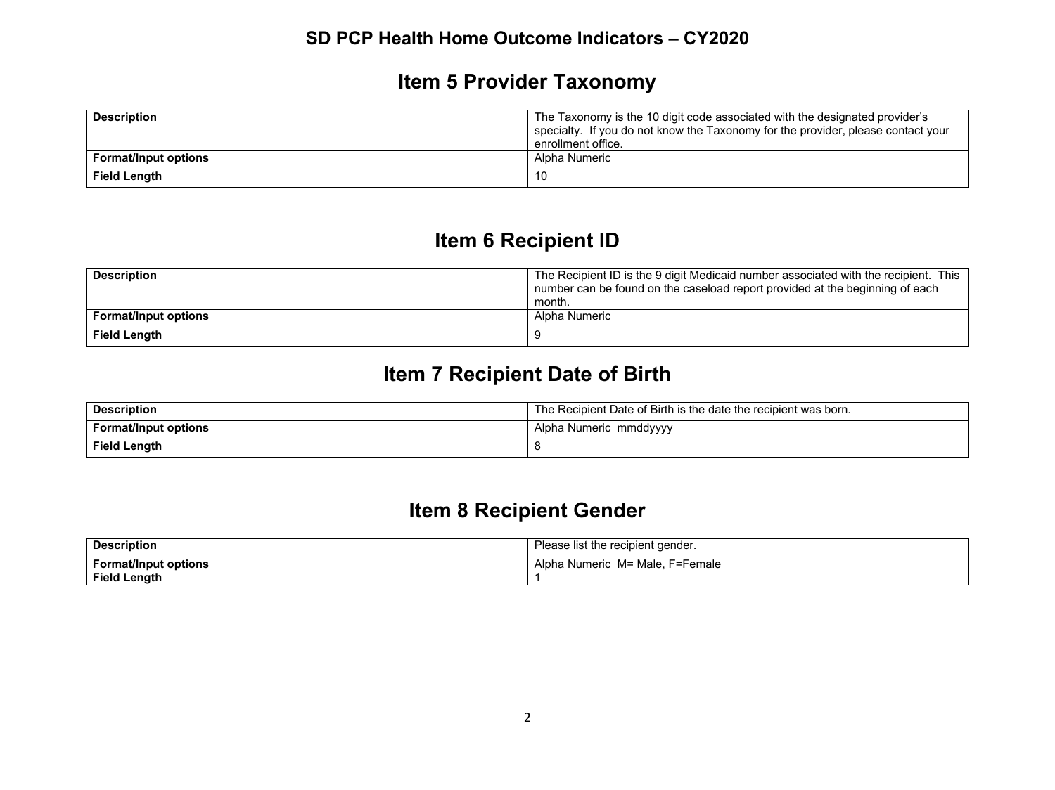## Item 5 Provider Taxonomy

| Description | The Taxonomy is the 10 digit code associated with the designated provider's specialty. If you do not know the Taxonomy for the provider, please contact your enrollment office. |
|---|---|
| **Format/Input options** | Alpha Numeric |
| **Field Length** | 10 |

## Item 6 Recipient ID

| Description | The Recipient ID is the 9 digit Medicaid number associated with the recipient. This number can be found on the caseload report provided at the beginning of each month. |
|---|---|
| **Format/Input options** | Alpha Numeric |
| **Field Length** | 9 |

## Item 7 Recipient Date of Birth

| Description | The Recipient Date of Birth is the date the recipient was born. |
|---|---|
| **Format/Input options** | Alpha Numeric mmddyyyy |
| **Field Length** | 8 |

## Item 8 Recipient Gender

| Description | Please list the recipient gender. |
|---|---|
| **Format/Input options** | Alpha Numeric M= Male, F=Female |
| **Field Length** | 1 |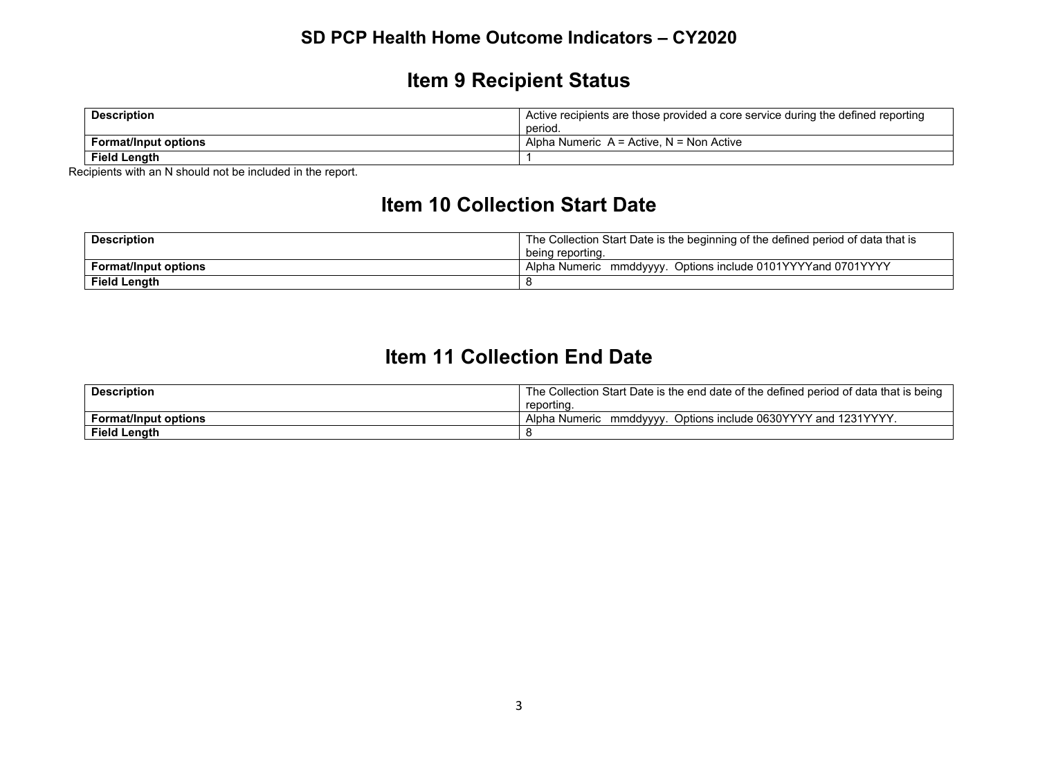# SD PCP Health Home Outcome Indicators – CY2020

## Item 9 Recipient Status

| Description | Active recipients are those provided a core service during the defined reporting period. |
|---|---|
| **Format/Input options** | Alpha Numeric A = Active, N = Non Active |
| **Field Length** | 1 |

Recipients with an N should not be included in the report.

## Item 10 Collection Start Date

| Description | The Collection Start Date is the beginning of the defined period of data that is being reporting. |
|---|---|
| **Format/Input options** | Alpha Numeric mmddyyyy. Options include 0101YYYYand 0701YYYY |
| **Field Length** | 8 |

## Item 11 Collection End Date

| Description | The Collection Start Date is the end date of the defined period of data that is being reporting. |
|---|---|
| **Format/Input options** | Alpha Numeric mmddyyyy. Options include 0630YYYY and 1231YYYY. |
| **Field Length** | 8 |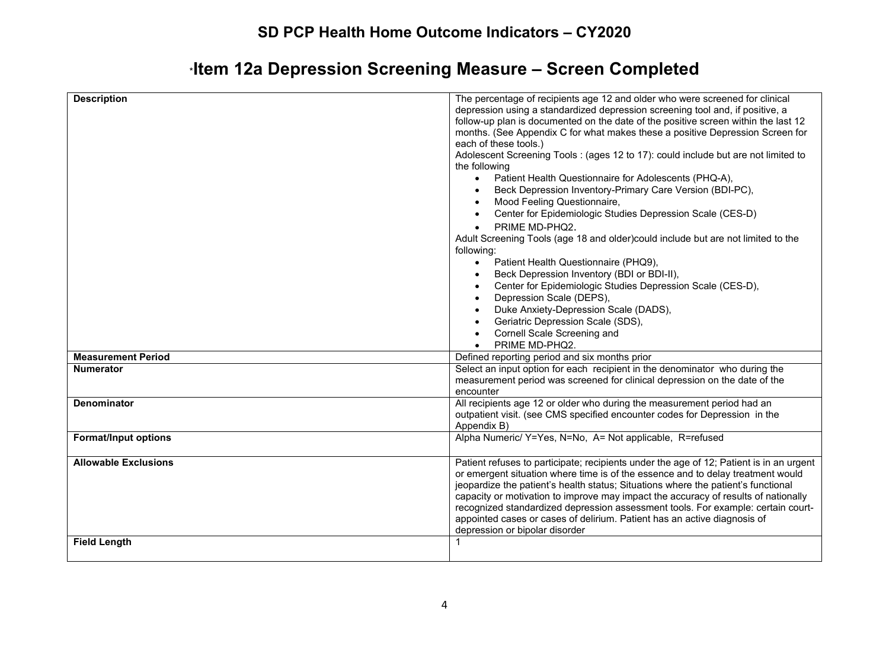# SD PCP Health Home Outcome Indicators – CY2020

## *Item 12a Depression Screening Measure – Screen Completed

| | |
|---|---|
| **Description** | The percentage of recipients age 12 and older who were screened for clinical depression using a standardized depression screening tool and, if positive, a follow-up plan is documented on the date of the positive screen within the last 12 months. (See Appendix C for what makes these a positive Depression Screen for each of these tools.)<br>Adolescent Screening Tools : (ages 12 to 17): could include but are not limited to the following<br>• Patient Health Questionnaire for Adolescents (PHQ-A),<br>• Beck Depression Inventory-Primary Care Version (BDI-PC),<br>• Mood Feeling Questionnaire,<br>• Center for Epidemiologic Studies Depression Scale (CES-D)<br>• PRIME MD-PHQ2.<br>Adult Screening Tools (age 18 and older)could include but are not limited to the following:<br>• Patient Health Questionnaire (PHQ9),<br>• Beck Depression Inventory (BDI or BDI-II),<br>• Center for Epidemiologic Studies Depression Scale (CES-D),<br>• Depression Scale (DEPS),<br>• Duke Anxiety-Depression Scale (DADS),<br>• Geriatric Depression Scale (SDS),<br>• Cornell Scale Screening and<br>• PRIME MD-PHQ2. |
| **Measurement Period** | Defined reporting period and six months prior |
| **Numerator** | Select an input option for each recipient in the denominator who during the measurement period was screened for clinical depression on the date of the encounter |
| **Denominator** | All recipients age 12 or older who during the measurement period had an outpatient visit. (see CMS specified encounter codes for Depression in the Appendix B) |
| **Format/Input options** | Alpha Numeric/ Y=Yes, N=No, A= Not applicable, R=refused |
| **Allowable Exclusions** | Patient refuses to participate; recipients under the age of 12; Patient is in an urgent or emergent situation where time is of the essence and to delay treatment would jeopardize the patient's health status; Situations where the patient's functional capacity or motivation to improve may impact the accuracy of results of nationally recognized standardized depression assessment tools. For example: certain court-appointed cases or cases of delirium. Patient has an active diagnosis of depression or bipolar disorder |
| **Field Length** | 1 |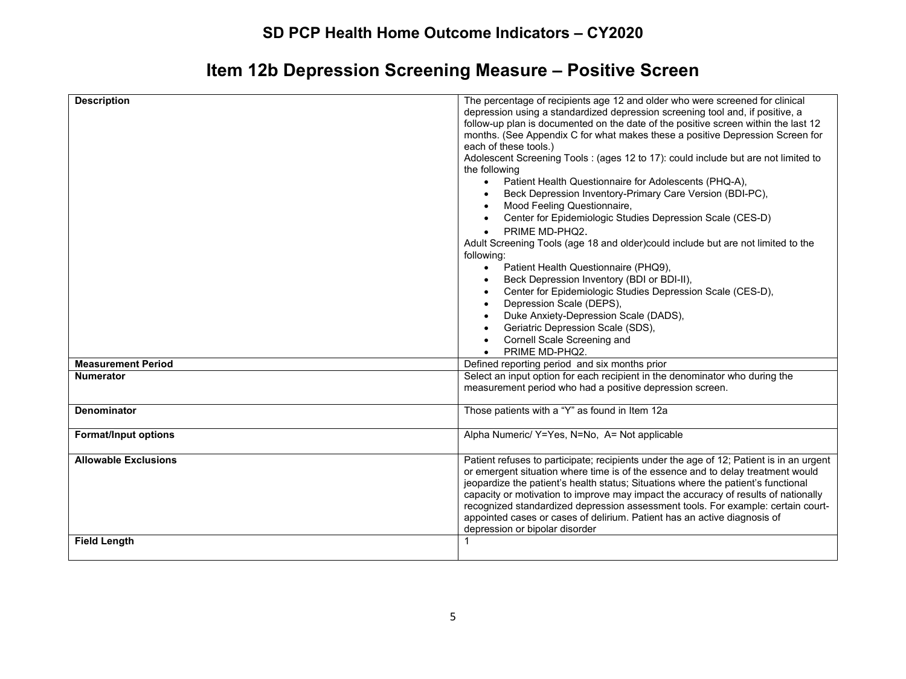## SD PCP Health Home Outcome Indicators – CY2020

# Item 12b Depression Screening Measure – Positive Screen

| | |
|---|---|
| **Description** | The percentage of recipients age 12 and older who were screened for clinical depression using a standardized depression screening tool and, if positive, a follow-up plan is documented on the date of the positive screen within the last 12 months. (See Appendix C for what makes these a positive Depression Screen for each of these tools.)<br>Adolescent Screening Tools : (ages 12 to 17): could include but are not limited to the following<br>• Patient Health Questionnaire for Adolescents (PHQ-A),<br>• Beck Depression Inventory-Primary Care Version (BDI-PC),<br>• Mood Feeling Questionnaire,<br>• Center for Epidemiologic Studies Depression Scale (CES-D)<br>• PRIME MD-PHQ2.<br>Adult Screening Tools (age 18 and older)could include but are not limited to the following:<br>• Patient Health Questionnaire (PHQ9),<br>• Beck Depression Inventory (BDI or BDI-II),<br>• Center for Epidemiologic Studies Depression Scale (CES-D),<br>• Depression Scale (DEPS),<br>• Duke Anxiety-Depression Scale (DADS),<br>• Geriatric Depression Scale (SDS),<br>• Cornell Scale Screening and<br>• PRIME MD-PHQ2. |
| **Measurement Period** | Defined reporting period and six months prior |
| **Numerator** | Select an input option for each recipient in the denominator who during the measurement period who had a positive depression screen. |
| **Denominator** | Those patients with a "Y" as found in Item 12a |
| **Format/Input options** | Alpha Numeric/ Y=Yes, N=No, A= Not applicable |
| **Allowable Exclusions** | Patient refuses to participate; recipients under the age of 12; Patient is in an urgent or emergent situation where time is of the essence and to delay treatment would jeopardize the patient's health status; Situations where the patient's functional capacity or motivation to improve may impact the accuracy of results of nationally recognized standardized depression assessment tools. For example: certain court-appointed cases or cases of delirium. Patient has an active diagnosis of depression or bipolar disorder |
| **Field Length** | 1 |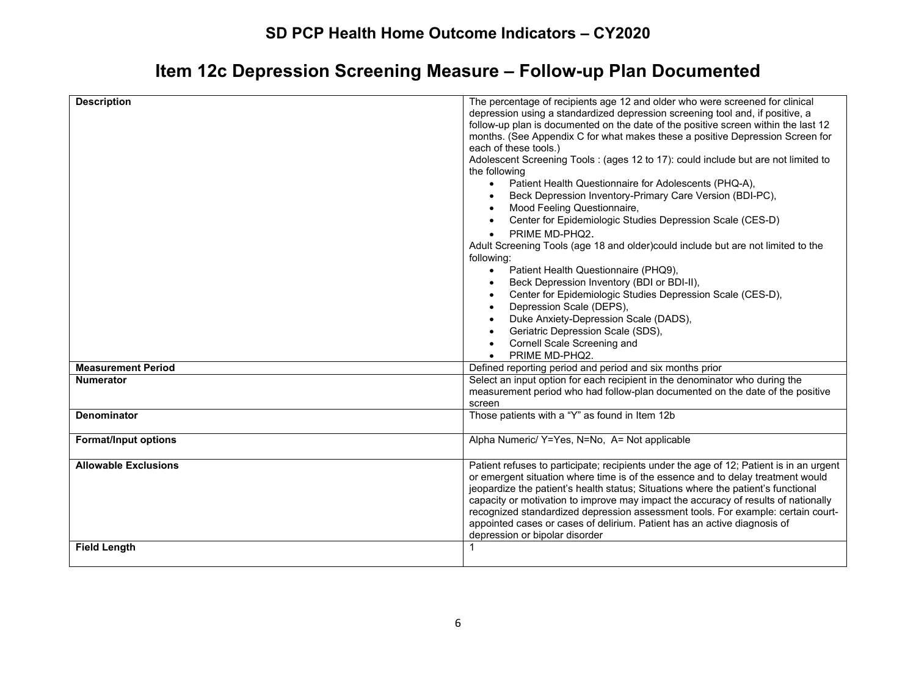## SD PCP Health Home Outcome Indicators – CY2020

# Item 12c Depression Screening Measure – Follow-up Plan Documented

| | |
|---|---|
| **Description** | The percentage of recipients age 12 and older who were screened for clinical depression using a standardized depression screening tool and, if positive, a follow-up plan is documented on the date of the positive screen within the last 12 months. (See Appendix C for what makes these a positive Depression Screen for each of these tools.)<br>Adolescent Screening Tools : (ages 12 to 17): could include but are not limited to the following<br>• Patient Health Questionnaire for Adolescents (PHQ-A),<br>• Beck Depression Inventory-Primary Care Version (BDI-PC),<br>• Mood Feeling Questionnaire,<br>• Center for Epidemiologic Studies Depression Scale (CES-D)<br>• PRIME MD-PHQ2.<br>Adult Screening Tools (age 18 and older)could include but are not limited to the following:<br>• Patient Health Questionnaire (PHQ9),<br>• Beck Depression Inventory (BDI or BDI-II),<br>• Center for Epidemiologic Studies Depression Scale (CES-D),<br>• Depression Scale (DEPS),<br>• Duke Anxiety-Depression Scale (DADS),<br>• Geriatric Depression Scale (SDS),<br>• Cornell Scale Screening and<br>• PRIME MD-PHQ2. |
| **Measurement Period** | Defined reporting period and period and six months prior |
| **Numerator** | Select an input option for each recipient in the denominator who during the measurement period who had follow-plan documented on the date of the positive screen |
| **Denominator** | Those patients with a "Y" as found in Item 12b |
| **Format/Input options** | Alpha Numeric/ Y=Yes, N=No, A= Not applicable |
| **Allowable Exclusions** | Patient refuses to participate; recipients under the age of 12; Patient is in an urgent or emergent situation where time is of the essence and to delay treatment would jeopardize the patient's health status; Situations where the patient's functional capacity or motivation to improve may impact the accuracy of results of nationally recognized standardized depression assessment tools. For example: certain court-appointed cases or cases of delirium. Patient has an active diagnosis of depression or bipolar disorder |
| **Field Length** | 1 |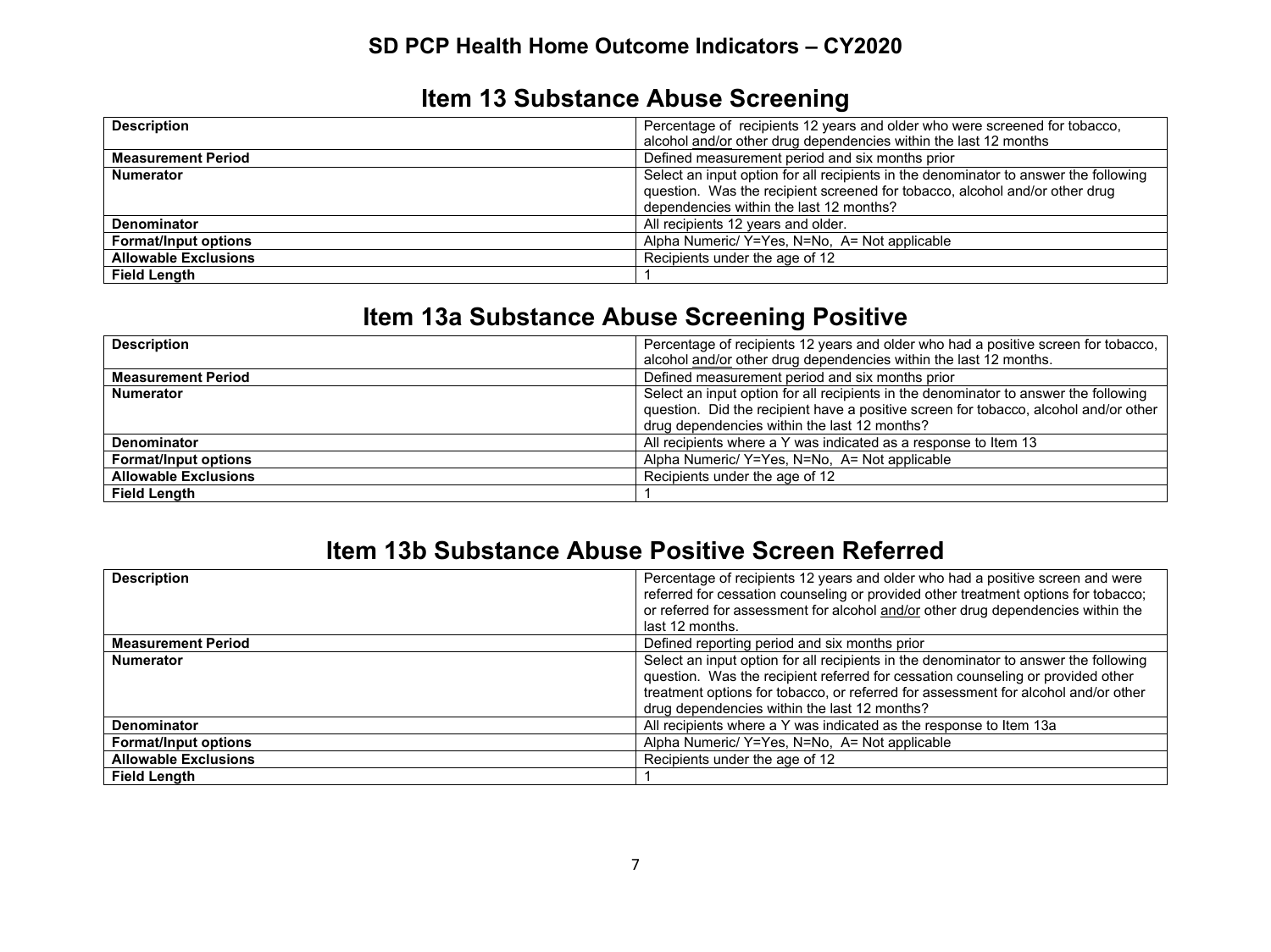## SD PCP Health Home Outcome Indicators – CY2020

# Item 13 Substance Abuse Screening

| | |
|---|---|
| **Description** | Percentage of recipients 12 years and older who were screened for tobacco, alcohol and/or other drug dependencies within the last 12 months |
| **Measurement Period** | Defined measurement period and six months prior |
| **Numerator** | Select an input option for all recipients in the denominator to answer the following question. Was the recipient screened for tobacco, alcohol and/or other drug dependencies within the last 12 months? |
| **Denominator** | All recipients 12 years and older. |
| **Format/Input options** | Alpha Numeric/ Y=Yes, N=No, A= Not applicable |
| **Allowable Exclusions** | Recipients under the age of 12 |
| **Field Length** | 1 |

# Item 13a Substance Abuse Screening Positive

| | |
|---|---|
| **Description** | Percentage of recipients 12 years and older who had a positive screen for tobacco, alcohol and/or other drug dependencies within the last 12 months. |
| **Measurement Period** | Defined measurement period and six months prior |
| **Numerator** | Select an input option for all recipients in the denominator to answer the following question. Did the recipient have a positive screen for tobacco, alcohol and/or other drug dependencies within the last 12 months? |
| **Denominator** | All recipients where a Y was indicated as a response to Item 13 |
| **Format/Input options** | Alpha Numeric/ Y=Yes, N=No, A= Not applicable |
| **Allowable Exclusions** | Recipients under the age of 12 |
| **Field Length** | 1 |

# Item 13b Substance Abuse Positive Screen Referred

| | |
|---|---|
| **Description** | Percentage of recipients 12 years and older who had a positive screen and were referred for cessation counseling or provided other treatment options for tobacco; or referred for assessment for alcohol and/or other drug dependencies within the last 12 months. |
| **Measurement Period** | Defined reporting period and six months prior |
| **Numerator** | Select an input option for all recipients in the denominator to answer the following question. Was the recipient referred for cessation counseling or provided other treatment options for tobacco, or referred for assessment for alcohol and/or other drug dependencies within the last 12 months? |
| **Denominator** | All recipients where a Y was indicated as the response to Item 13a |
| **Format/Input options** | Alpha Numeric/ Y=Yes, N=No, A= Not applicable |
| **Allowable Exclusions** | Recipients under the age of 12 |
| **Field Length** | 1 |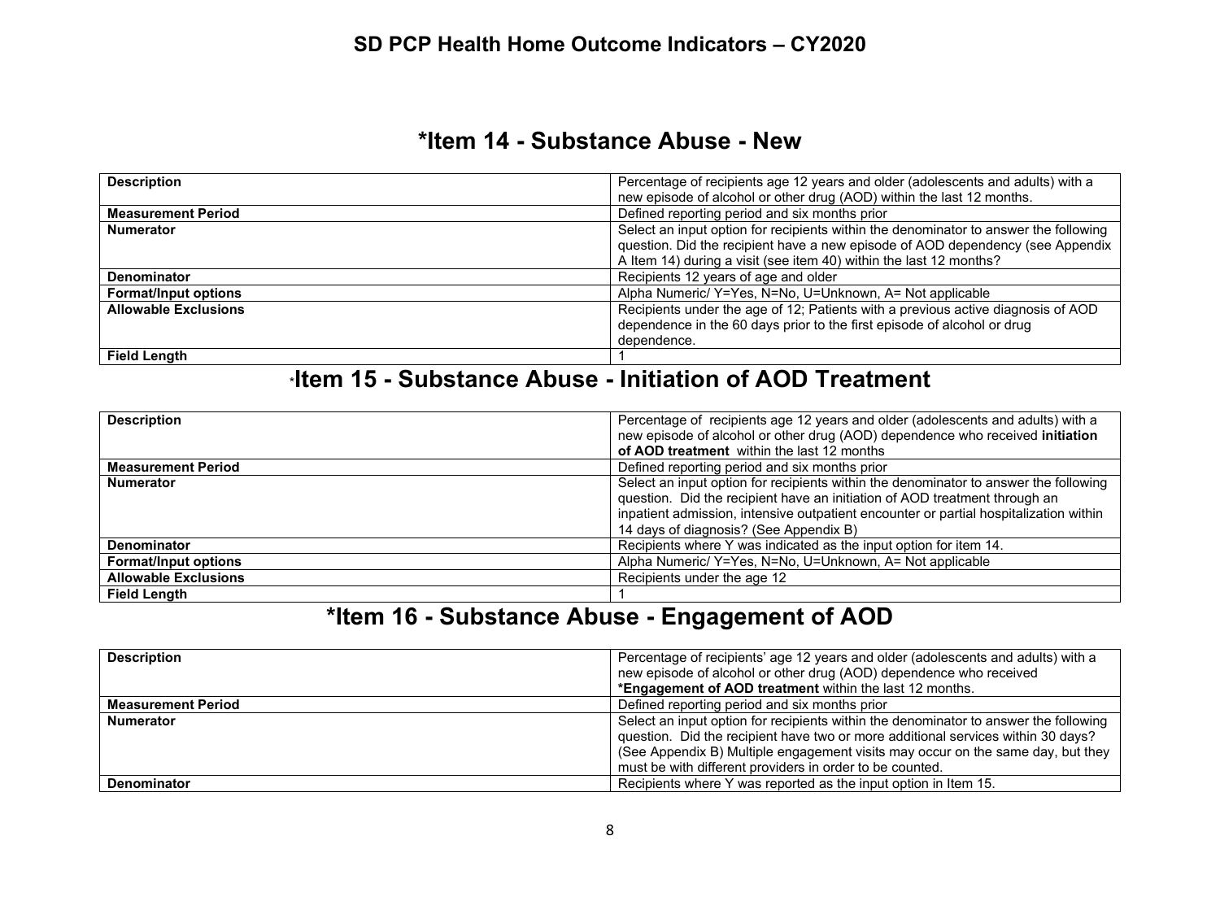## *Item 14 - Substance Abuse - New

| | |
|---|---|
| **Description** | Percentage of recipients age 12 years and older (adolescents and adults) with a new episode of alcohol or other drug (AOD) within the last 12 months. |
| **Measurement Period** | Defined reporting period and six months prior |
| **Numerator** | Select an input option for recipients within the denominator to answer the following question. Did the recipient have a new episode of AOD dependency (see Appendix A Item 14) during a visit (see item 40) within the last 12 months? |
| **Denominator** | Recipients 12 years of age and older |
| **Format/Input options** | Alpha Numeric/ Y=Yes, N=No, U=Unknown, A= Not applicable |
| **Allowable Exclusions** | Recipients under the age of 12; Patients with a previous active diagnosis of AOD dependence in the 60 days prior to the first episode of alcohol or drug dependence. |
| **Field Length** | 1 |

## *Item 15 - Substance Abuse - Initiation of AOD Treatment

| | |
|---|---|
| **Description** | Percentage of recipients age 12 years and older (adolescents and adults) with a new episode of alcohol or other drug (AOD) dependence who received **initiation of AOD treatment** within the last 12 months |
| **Measurement Period** | Defined reporting period and six months prior |
| **Numerator** | Select an input option for recipients within the denominator to answer the following question. Did the recipient have an initiation of AOD treatment through an inpatient admission, intensive outpatient encounter or partial hospitalization within 14 days of diagnosis? (See Appendix B) |
| **Denominator** | Recipients where Y was indicated as the input option for item 14. |
| **Format/Input options** | Alpha Numeric/ Y=Yes, N=No, U=Unknown, A= Not applicable |
| **Allowable Exclusions** | Recipients under the age 12 |
| **Field Length** | 1 |

## *Item 16 - Substance Abuse - Engagement of AOD

| | |
|---|---|
| **Description** | Percentage of recipients' age 12 years and older (adolescents and adults) with a new episode of alcohol or other drug (AOD) dependence who received ***Engagement of AOD treatment** within the last 12 months. |
| **Measurement Period** | Defined reporting period and six months prior |
| **Numerator** | Select an input option for recipients within the denominator to answer the following question. Did the recipient have two or more additional services within 30 days? (See Appendix B) Multiple engagement visits may occur on the same day, but they must be with different providers in order to be counted. |
| **Denominator** | Recipients where Y was reported as the input option in Item 15. |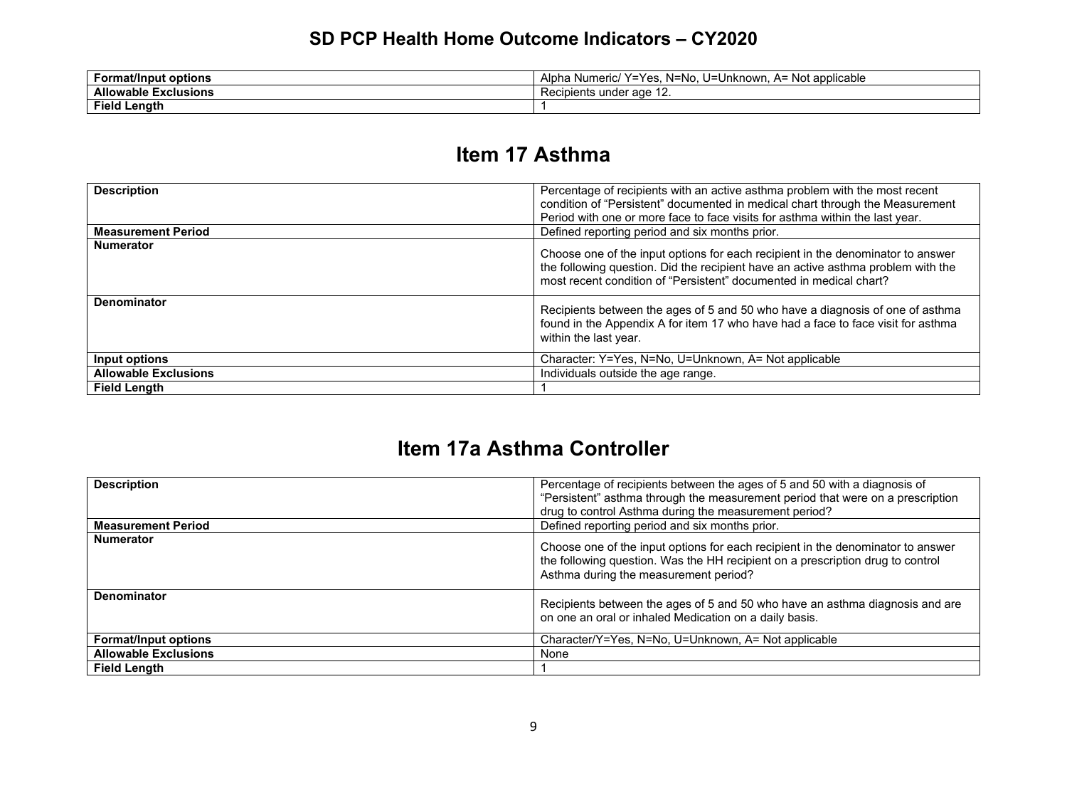# SD PCP Health Home Outcome Indicators – CY2020

| | |
|---|---|
| **Format/Input options** | Alpha Numeric/ Y=Yes, N=No, U=Unknown, A= Not applicable |
| **Allowable Exclusions** | Recipients under age 12. |
| **Field Length** | 1 |

## Item 17 Asthma

| | |
|---|---|
| **Description** | Percentage of recipients with an active asthma problem with the most recent condition of "Persistent" documented in medical chart through the Measurement Period with one or more face to face visits for asthma within the last year. |
| **Measurement Period** | Defined reporting period and six months prior. |
| **Numerator** | Choose one of the input options for each recipient in the denominator to answer the following question. Did the recipient have an active asthma problem with the most recent condition of "Persistent" documented in medical chart? |
| **Denominator** | Recipients between the ages of 5 and 50 who have a diagnosis of one of asthma found in the Appendix A for item 17 who have had a face to face visit for asthma within the last year. |
| **Input options** | Character: Y=Yes, N=No, U=Unknown, A= Not applicable |
| **Allowable Exclusions** | Individuals outside the age range. |
| **Field Length** | 1 |

## Item 17a Asthma Controller

| | |
|---|---|
| **Description** | Percentage of recipients between the ages of 5 and 50 with a diagnosis of "Persistent" asthma through the measurement period that were on a prescription drug to control Asthma during the measurement period? |
| **Measurement Period** | Defined reporting period and six months prior. |
| **Numerator** | Choose one of the input options for each recipient in the denominator to answer the following question. Was the HH recipient on a prescription drug to control Asthma during the measurement period? |
| **Denominator** | Recipients between the ages of 5 and 50 who have an asthma diagnosis and are on one an oral or inhaled Medication on a daily basis. |
| **Format/Input options** | Character/Y=Yes, N=No, U=Unknown, A= Not applicable |
| **Allowable Exclusions** | None |
| **Field Length** | 1 |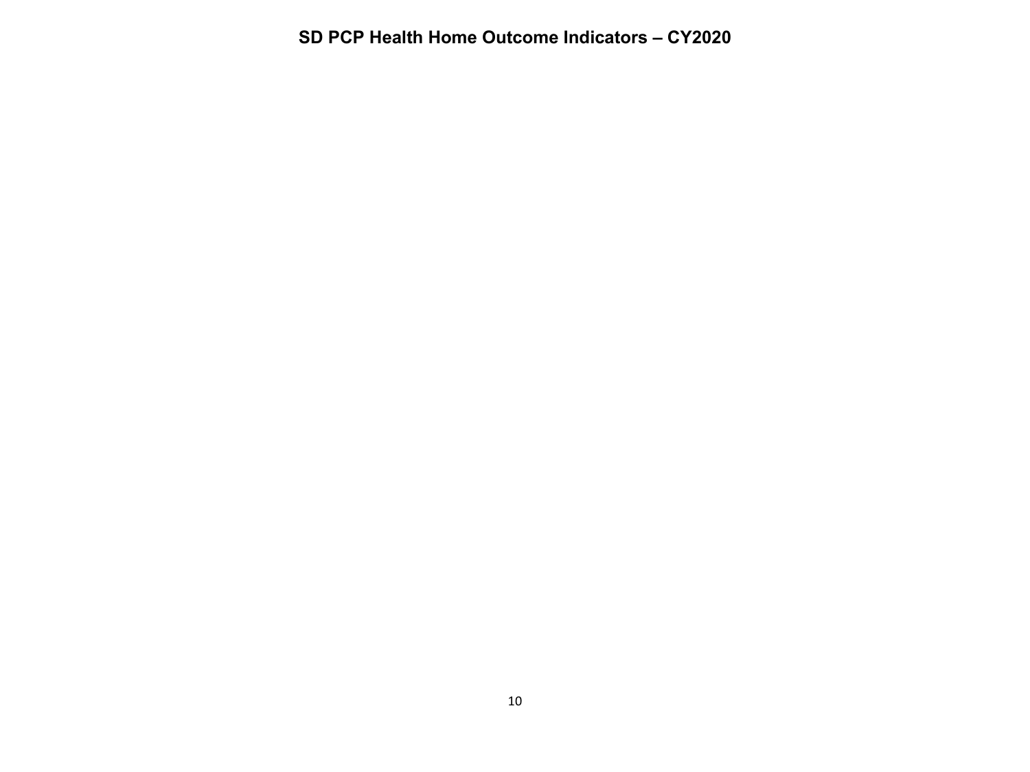# SD PCP Health Home Outcome Indicators – CY2020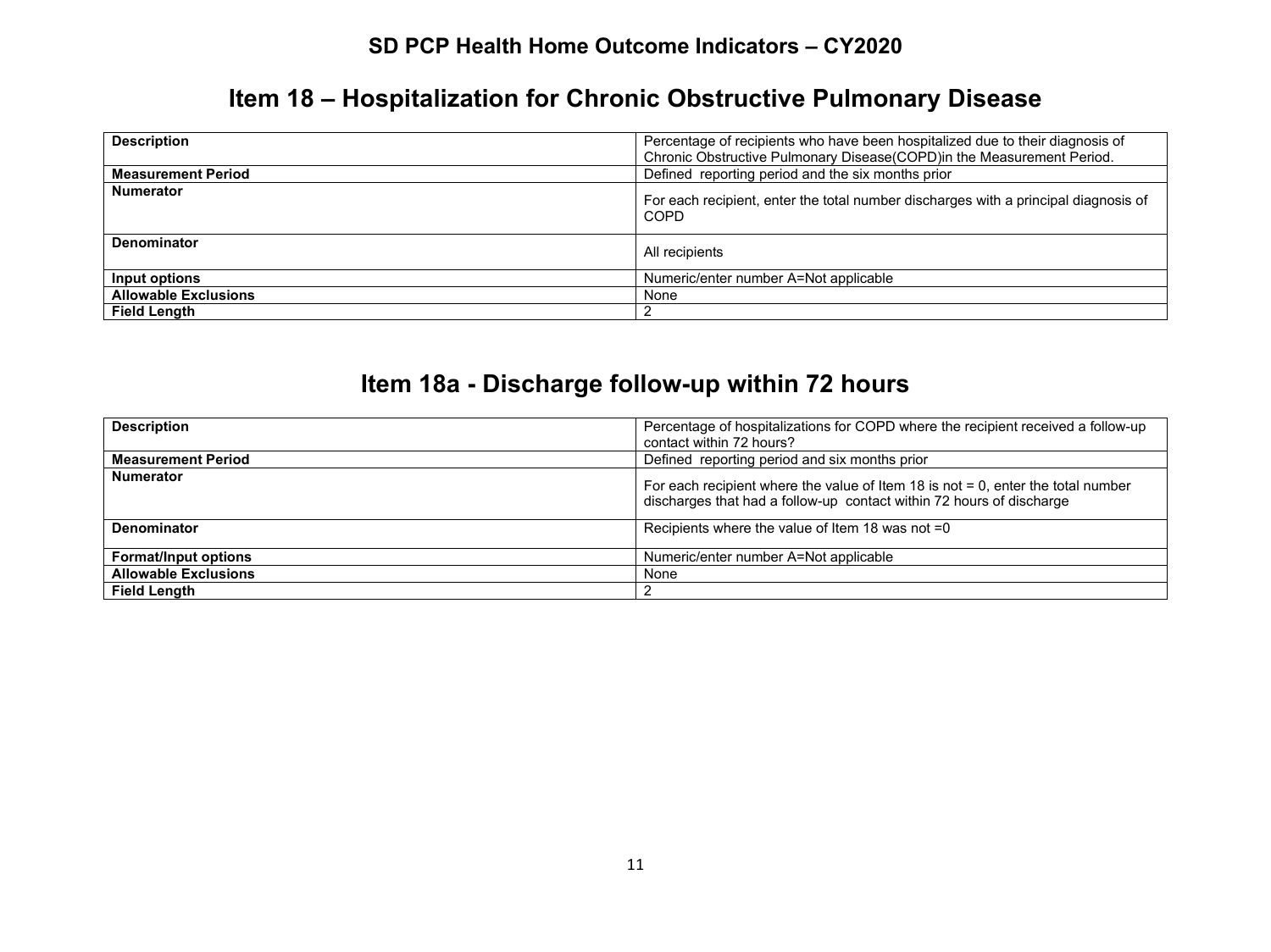## SD PCP Health Home Outcome Indicators – CY2020

# Item 18 – Hospitalization for Chronic Obstructive Pulmonary Disease

| | |
|---|---|
| **Description** | Percentage of recipients who have been hospitalized due to their diagnosis of Chronic Obstructive Pulmonary Disease(COPD)in the Measurement Period. |
| **Measurement Period** | Defined reporting period and the six months prior |
| **Numerator** | For each recipient, enter the total number discharges with a principal diagnosis of COPD |
| **Denominator** | All recipients |
| **Input options** | Numeric/enter number A=Not applicable |
| **Allowable Exclusions** | None |
| **Field Length** | 2 |

# Item 18a - Discharge follow-up within 72 hours

| | |
|---|---|
| **Description** | Percentage of hospitalizations for COPD where the recipient received a follow-up contact within 72 hours? |
| **Measurement Period** | Defined reporting period and six months prior |
| **Numerator** | For each recipient where the value of Item 18 is not = 0, enter the total number discharges that had a follow-up contact within 72 hours of discharge |
| **Denominator** | Recipients where the value of Item 18 was not =0 |
| **Format/Input options** | Numeric/enter number A=Not applicable |
| **Allowable Exclusions** | None |
| **Field Length** | 2 |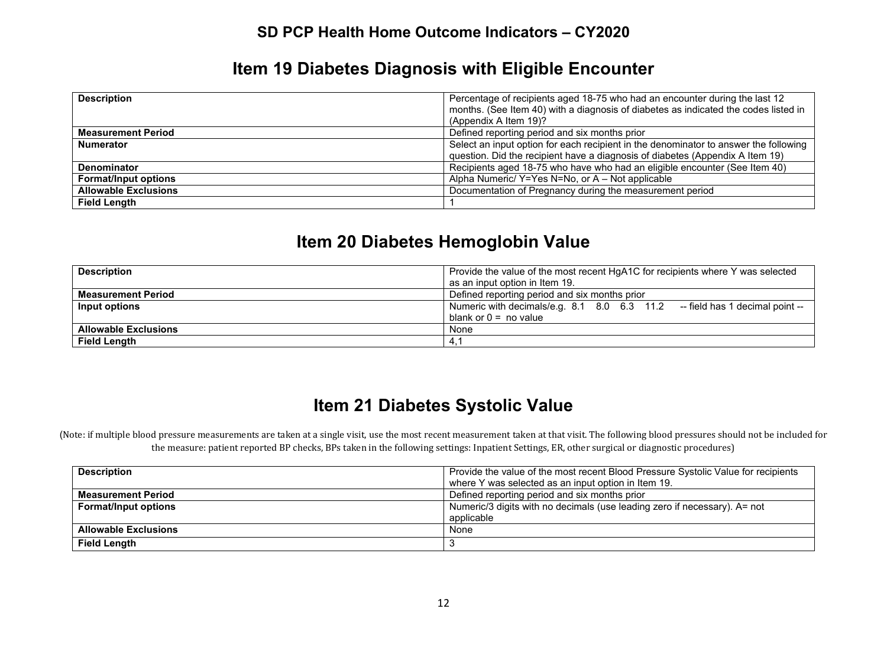## Item 19 Diabetes Diagnosis with Eligible Encounter

| Description | Percentage of recipients aged 18-75 who had an encounter during the last 12 months. (See Item 40) with a diagnosis of diabetes as indicated the codes listed in (Appendix A Item 19)? |
|---|---|
| **Measurement Period** | Defined reporting period and six months prior |
| **Numerator** | Select an input option for each recipient in the denominator to answer the following question. Did the recipient have a diagnosis of diabetes (Appendix A Item 19) |
| **Denominator** | Recipients aged 18-75 who have who had an eligible encounter (See Item 40) |
| **Format/Input options** | Alpha Numeric/ Y=Yes N=No, or A – Not applicable |
| **Allowable Exclusions** | Documentation of Pregnancy during the measurement period |
| **Field Length** | 1 |

## Item 20 Diabetes Hemoglobin Value

| Description | Provide the value of the most recent HgA1C for recipients where Y was selected as an input option in Item 19. |
|---|---|
| **Measurement Period** | Defined reporting period and six months prior |
| **Input options** | Numeric with decimals/e.g. 8.1 8.0 6.3 11.2 -- field has 1 decimal point -- blank or 0 = no value |
| **Allowable Exclusions** | None |
| **Field Length** | 4,1 |

## Item 21 Diabetes Systolic Value

(Note: if multiple blood pressure measurements are taken at a single visit, use the most recent measurement taken at that visit. The following blood pressures should not be included for the measure: patient reported BP checks, BPs taken in the following settings: Inpatient Settings, ER, other surgical or diagnostic procedures)

| Description | Provide the value of the most recent Blood Pressure Systolic Value for recipients where Y was selected as an input option in Item 19. |
|---|---|
| **Measurement Period** | Defined reporting period and six months prior |
| **Format/Input options** | Numeric/3 digits with no decimals (use leading zero if necessary). A= not applicable |
| **Allowable Exclusions** | None |
| **Field Length** | 3 |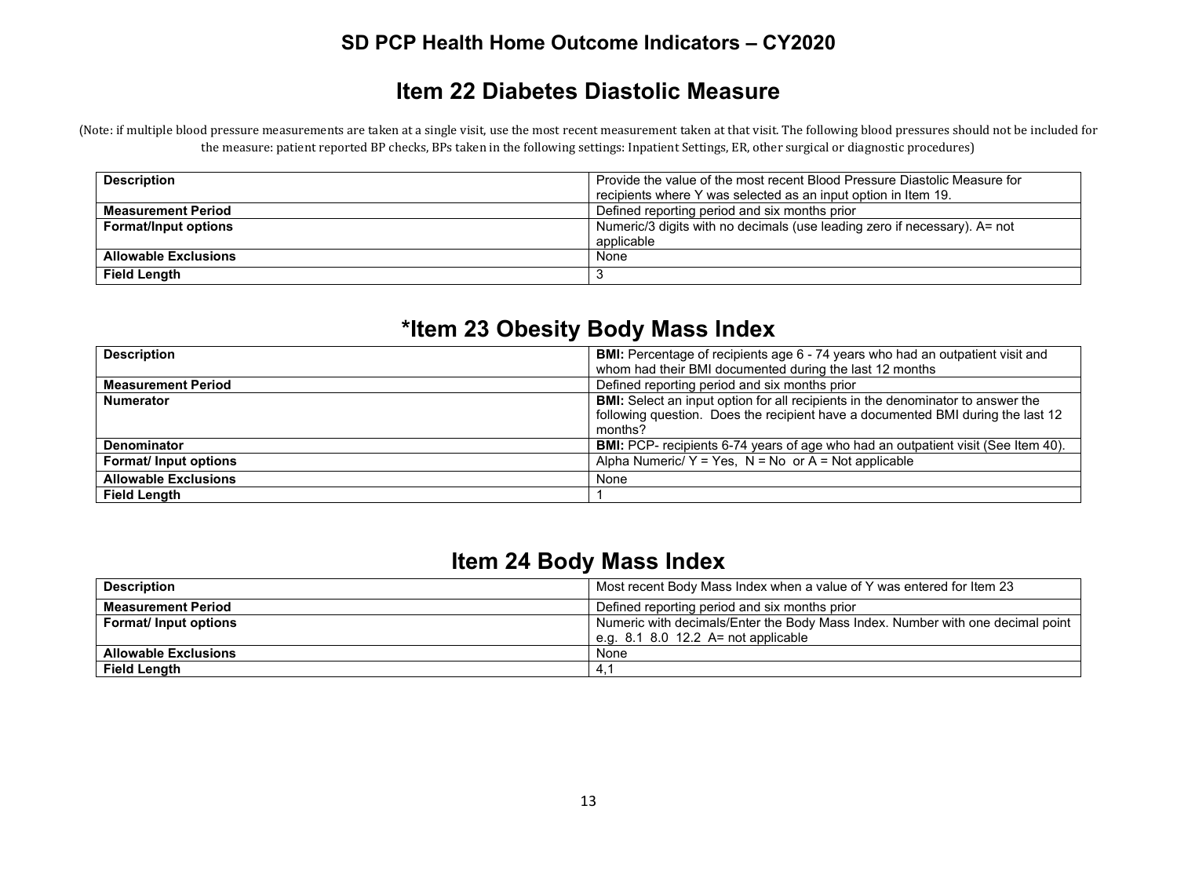## SD PCP Health Home Outcome Indicators – CY2020

# Item 22 Diabetes Diastolic Measure

(Note: if multiple blood pressure measurements are taken at a single visit, use the most recent measurement taken at that visit. The following blood pressures should not be included for the measure: patient reported BP checks, BPs taken in the following settings: Inpatient Settings, ER, other surgical or diagnostic procedures)

| | |
|---|---|
| **Description** | Provide the value of the most recent Blood Pressure Diastolic Measure for recipients where Y was selected as an input option in Item 19. |
| **Measurement Period** | Defined reporting period and six months prior |
| **Format/Input options** | Numeric/3 digits with no decimals (use leading zero if necessary). A= not applicable |
| **Allowable Exclusions** | None |
| **Field Length** | 3 |

# *Item 23 Obesity Body Mass Index

| | |
|---|---|
| **Description** | **BMI:** Percentage of recipients age 6 - 74 years who had an outpatient visit and whom had their BMI documented during the last 12 months |
| **Measurement Period** | Defined reporting period and six months prior |
| **Numerator** | **BMI:** Select an input option for all recipients in the denominator to answer the following question. Does the recipient have a documented BMI during the last 12 months? |
| **Denominator** | **BMI:** PCP- recipients 6-74 years of age who had an outpatient visit (See Item 40). |
| **Format/ Input options** | Alpha Numeric/ Y = Yes, N = No or A = Not applicable |
| **Allowable Exclusions** | None |
| **Field Length** | 1 |

# Item 24 Body Mass Index

| | |
|---|---|
| **Description** | Most recent Body Mass Index when a value of Y was entered for Item 23 |
| **Measurement Period** | Defined reporting period and six months prior |
| **Format/ Input options** | Numeric with decimals/Enter the Body Mass Index. Number with one decimal point e.g. 8.1 8.0 12.2 A= not applicable |
| **Allowable Exclusions** | None |
| **Field Length** | 4,1 |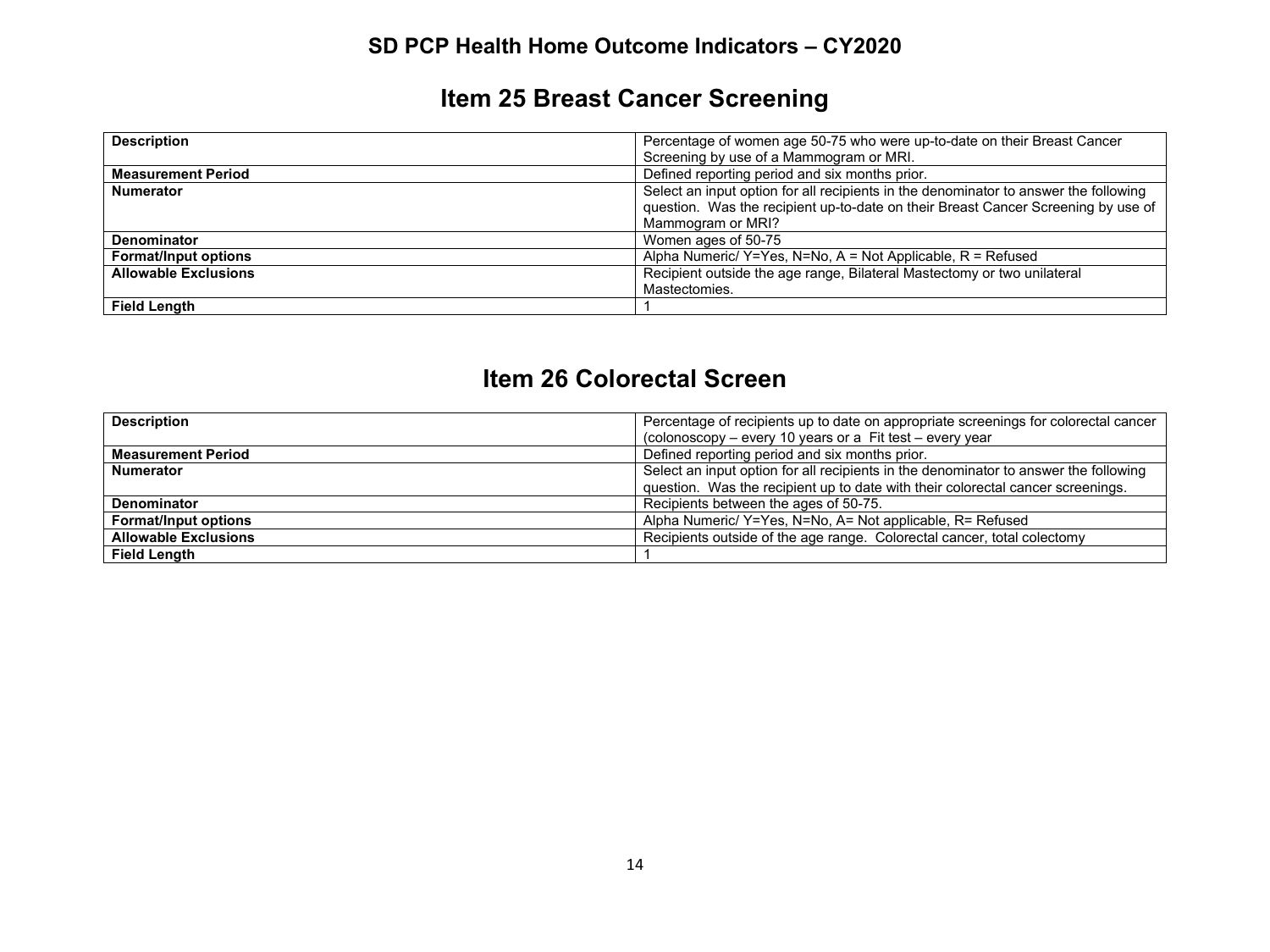## SD PCP Health Home Outcome Indicators – CY2020

# Item 25 Breast Cancer Screening

| | |
|---|---|
| **Description** | Percentage of women age 50-75 who were up-to-date on their Breast Cancer Screening by use of a Mammogram or MRI. |
| **Measurement Period** | Defined reporting period and six months prior. |
| **Numerator** | Select an input option for all recipients in the denominator to answer the following question. Was the recipient up-to-date on their Breast Cancer Screening by use of Mammogram or MRI? |
| **Denominator** | Women ages of 50-75 |
| **Format/Input options** | Alpha Numeric/ Y=Yes, N=No, A = Not Applicable, R = Refused |
| **Allowable Exclusions** | Recipient outside the age range, Bilateral Mastectomy or two unilateral Mastectomies. |
| **Field Length** | 1 |

# Item 26 Colorectal Screen

| | |
|---|---|
| **Description** | Percentage of recipients up to date on appropriate screenings for colorectal cancer (colonoscopy – every 10 years or a Fit test – every year |
| **Measurement Period** | Defined reporting period and six months prior. |
| **Numerator** | Select an input option for all recipients in the denominator to answer the following question. Was the recipient up to date with their colorectal cancer screenings. |
| **Denominator** | Recipients between the ages of 50-75. |
| **Format/Input options** | Alpha Numeric/ Y=Yes, N=No, A= Not applicable, R= Refused |
| **Allowable Exclusions** | Recipients outside of the age range. Colorectal cancer, total colectomy |
| **Field Length** | 1 |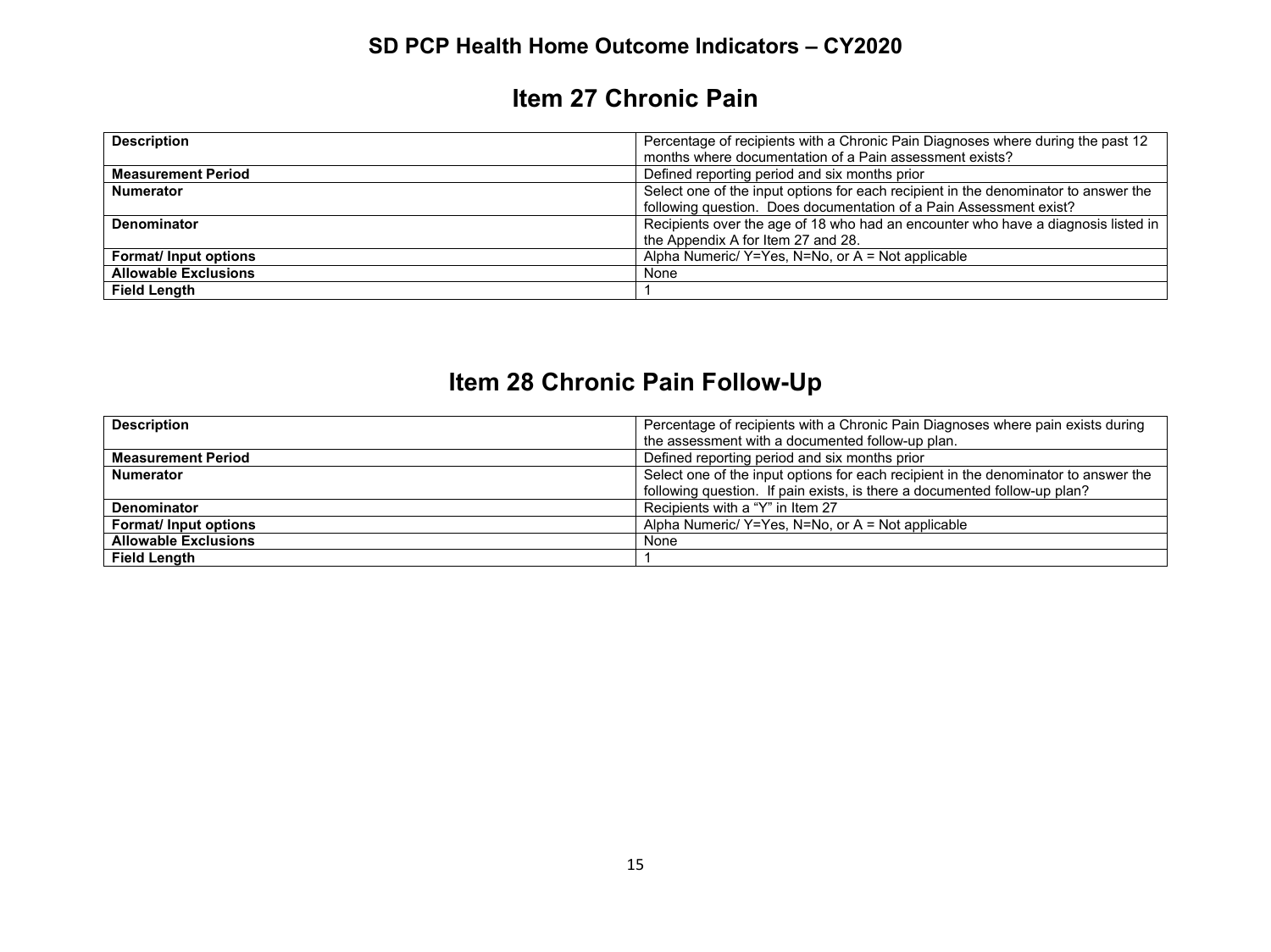## Item 27 Chronic Pain

| | |
|---|---|
| **Description** | Percentage of recipients with a Chronic Pain Diagnoses where during the past 12 months where documentation of a Pain assessment exists? |
| **Measurement Period** | Defined reporting period and six months prior |
| **Numerator** | Select one of the input options for each recipient in the denominator to answer the following question. Does documentation of a Pain Assessment exist? |
| **Denominator** | Recipients over the age of 18 who had an encounter who have a diagnosis listed in the Appendix A for Item 27 and 28. |
| **Format/ Input options** | Alpha Numeric/ Y=Yes, N=No, or A = Not applicable |
| **Allowable Exclusions** | None |
| **Field Length** | 1 |

## Item 28 Chronic Pain Follow-Up

| | |
|---|---|
| **Description** | Percentage of recipients with a Chronic Pain Diagnoses where pain exists during the assessment with a documented follow-up plan. |
| **Measurement Period** | Defined reporting period and six months prior |
| **Numerator** | Select one of the input options for each recipient in the denominator to answer the following question. If pain exists, is there a documented follow-up plan? |
| **Denominator** | Recipients with a "Y" in Item 27 |
| **Format/ Input options** | Alpha Numeric/ Y=Yes, N=No, or A = Not applicable |
| **Allowable Exclusions** | None |
| **Field Length** | 1 |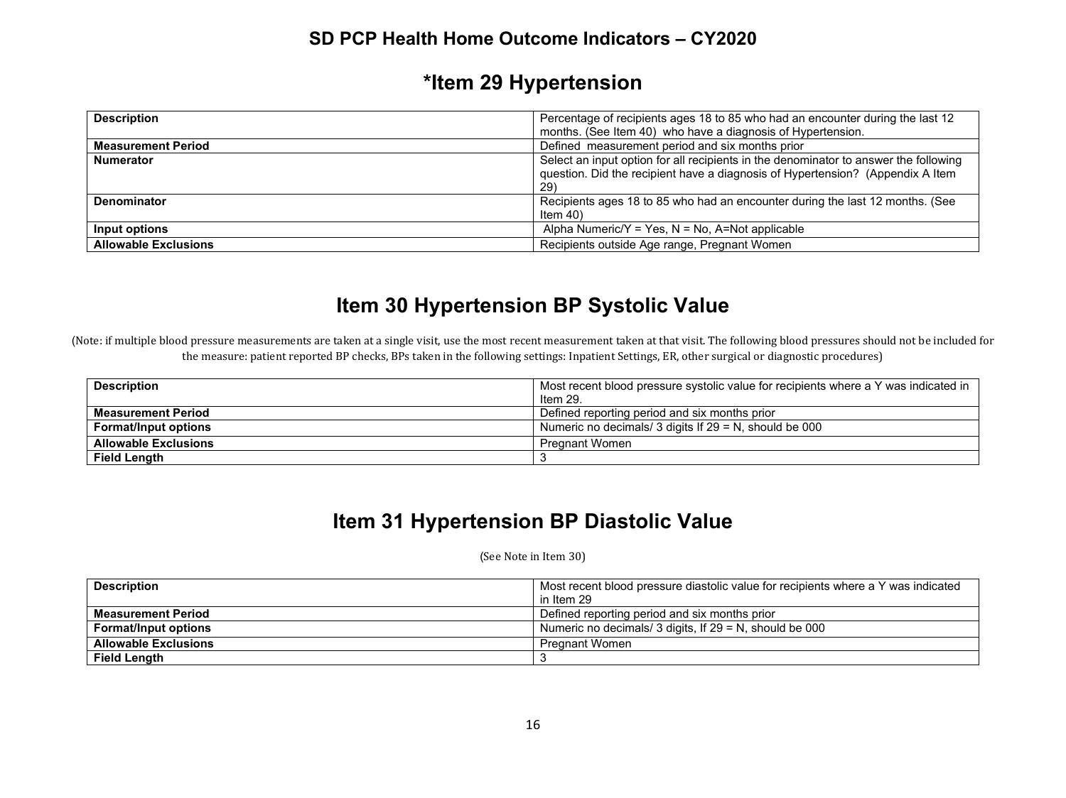# SD PCP Health Home Outcome Indicators – CY2020

## *Item 29 Hypertension

| Description | Percentage of recipients ages 18 to 85 who had an encounter during the last 12 months. (See Item 40) who have a diagnosis of Hypertension. |
|---|---|
| Measurement Period | Defined measurement period and six months prior |
| Numerator | Select an input option for all recipients in the denominator to answer the following question. Did the recipient have a diagnosis of Hypertension? (Appendix A Item 29) |
| Denominator | Recipients ages 18 to 85 who had an encounter during the last 12 months. (See Item 40) |
| Input options | Alpha Numeric/Y = Yes, N = No, A=Not applicable |
| Allowable Exclusions | Recipients outside Age range, Pregnant Women |

## Item 30 Hypertension BP Systolic Value

(Note: if multiple blood pressure measurements are taken at a single visit, use the most recent measurement taken at that visit. The following blood pressures should not be included for the measure: patient reported BP checks, BPs taken in the following settings: Inpatient Settings, ER, other surgical or diagnostic procedures)

| Description | Most recent blood pressure systolic value for recipients where a Y was indicated in Item 29. |
|---|---|
| Measurement Period | Defined reporting period and six months prior |
| Format/Input options | Numeric no decimals/ 3 digits If 29 = N, should be 000 |
| Allowable Exclusions | Pregnant Women |
| Field Length | 3 |

## Item 31 Hypertension BP Diastolic Value

(See Note in Item 30)

| Description | Most recent blood pressure diastolic value for recipients where a Y was indicated in Item 29 |
|---|---|
| Measurement Period | Defined reporting period and six months prior |
| Format/Input options | Numeric no decimals/ 3 digits, If 29 = N, should be 000 |
| Allowable Exclusions | Pregnant Women |
| Field Length | 3 |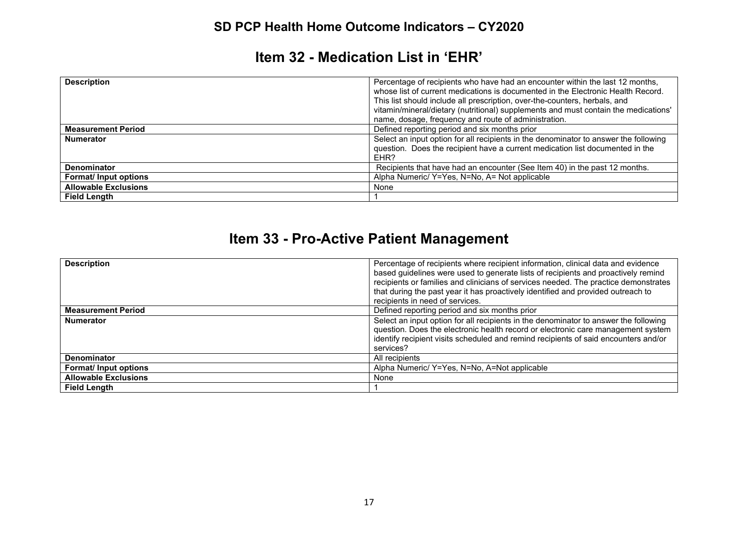## SD PCP Health Home Outcome Indicators – CY2020

# Item 32 - Medication List in 'EHR'

| | |
|---|---|
| **Description** | Percentage of recipients who have had an encounter within the last 12 months, whose list of current medications is documented in the Electronic Health Record. This list should include all prescription, over-the-counters, herbals, and vitamin/mineral/dietary (nutritional) supplements and must contain the medications' name, dosage, frequency and route of administration. |
| **Measurement Period** | Defined reporting period and six months prior |
| **Numerator** | Select an input option for all recipients in the denominator to answer the following question. Does the recipient have a current medication list documented in the EHR? |
| **Denominator** | Recipients that have had an encounter (See Item 40) in the past 12 months. |
| **Format/ Input options** | Alpha Numeric/ Y=Yes, N=No, A= Not applicable |
| **Allowable Exclusions** | None |
| **Field Length** | 1 |

# Item 33 - Pro-Active Patient Management

| | |
|---|---|
| **Description** | Percentage of recipients where recipient information, clinical data and evidence based guidelines were used to generate lists of recipients and proactively remind recipients or families and clinicians of services needed. The practice demonstrates that during the past year it has proactively identified and provided outreach to recipients in need of services. |
| **Measurement Period** | Defined reporting period and six months prior |
| **Numerator** | Select an input option for all recipients in the denominator to answer the following question. Does the electronic health record or electronic care management system identify recipient visits scheduled and remind recipients of said encounters and/or services? |
| **Denominator** | All recipients |
| **Format/ Input options** | Alpha Numeric/ Y=Yes, N=No, A=Not applicable |
| **Allowable Exclusions** | None |
| **Field Length** | 1 |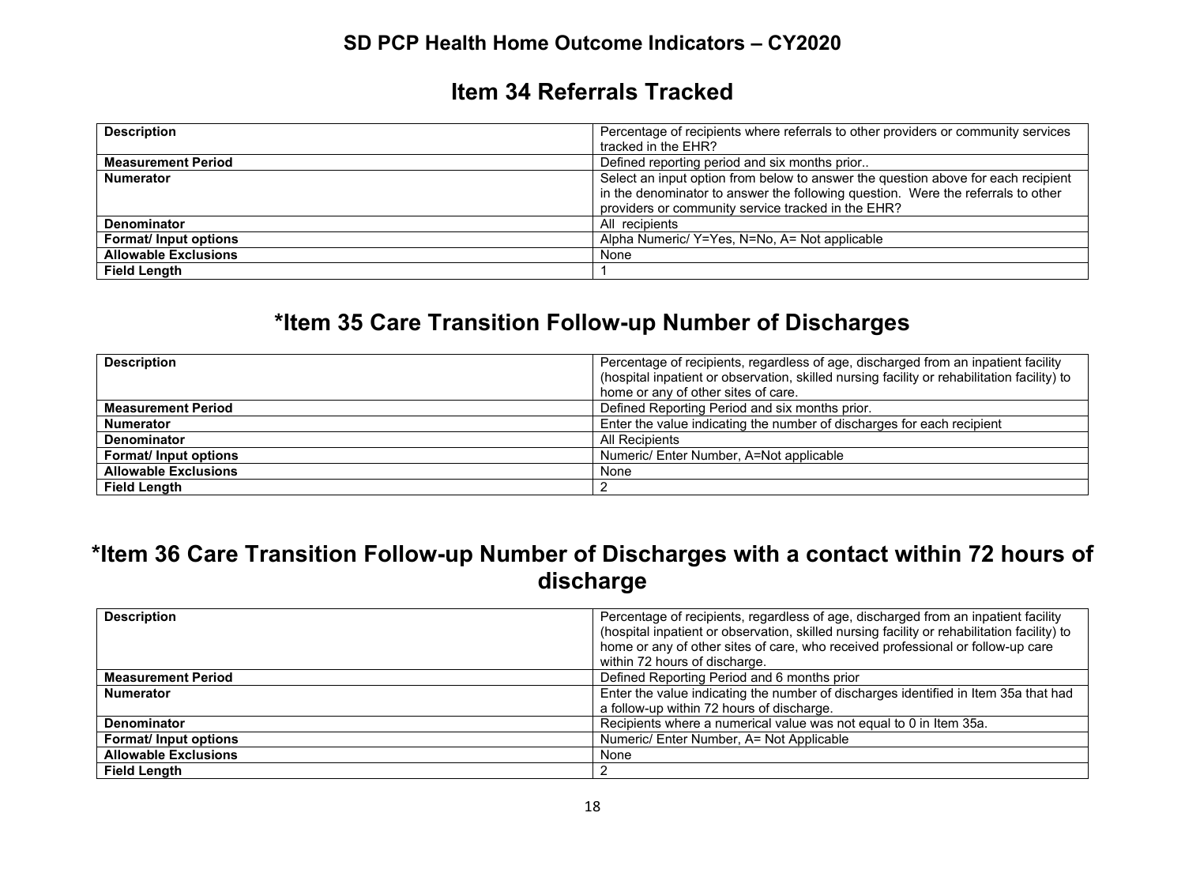# SD PCP Health Home Outcome Indicators – CY2020

## Item 34 Referrals Tracked

| **Description** | Percentage of recipients where referrals to other providers or community services tracked in the EHR? |
|---|---|
| **Measurement Period** | Defined reporting period and six months prior.. |
| **Numerator** | Select an input option from below to answer the question above for each recipient in the denominator to answer the following question. Were the referrals to other providers or community service tracked in the EHR? |
| **Denominator** | All recipients |
| **Format/ Input options** | Alpha Numeric/ Y=Yes, N=No, A= Not applicable |
| **Allowable Exclusions** | None |
| **Field Length** | 1 |

## *Item 35 Care Transition Follow-up Number of Discharges

| **Description** | Percentage of recipients, regardless of age, discharged from an inpatient facility (hospital inpatient or observation, skilled nursing facility or rehabilitation facility) to home or any of other sites of care. |
|---|---|
| **Measurement Period** | Defined Reporting Period and six months prior. |
| **Numerator** | Enter the value indicating the number of discharges for each recipient |
| **Denominator** | All Recipients |
| **Format/ Input options** | Numeric/ Enter Number, A=Not applicable |
| **Allowable Exclusions** | None |
| **Field Length** | 2 |

## *Item 36 Care Transition Follow-up Number of Discharges with a contact within 72 hours of discharge

| **Description** | Percentage of recipients, regardless of age, discharged from an inpatient facility (hospital inpatient or observation, skilled nursing facility or rehabilitation facility) to home or any of other sites of care, who received professional or follow-up care within 72 hours of discharge. |
|---|---|
| **Measurement Period** | Defined Reporting Period and 6 months prior |
| **Numerator** | Enter the value indicating the number of discharges identified in Item 35a that had a follow-up within 72 hours of discharge. |
| **Denominator** | Recipients where a numerical value was not equal to 0 in Item 35a. |
| **Format/ Input options** | Numeric/ Enter Number, A= Not Applicable |
| **Allowable Exclusions** | None |
| **Field Length** | 2 |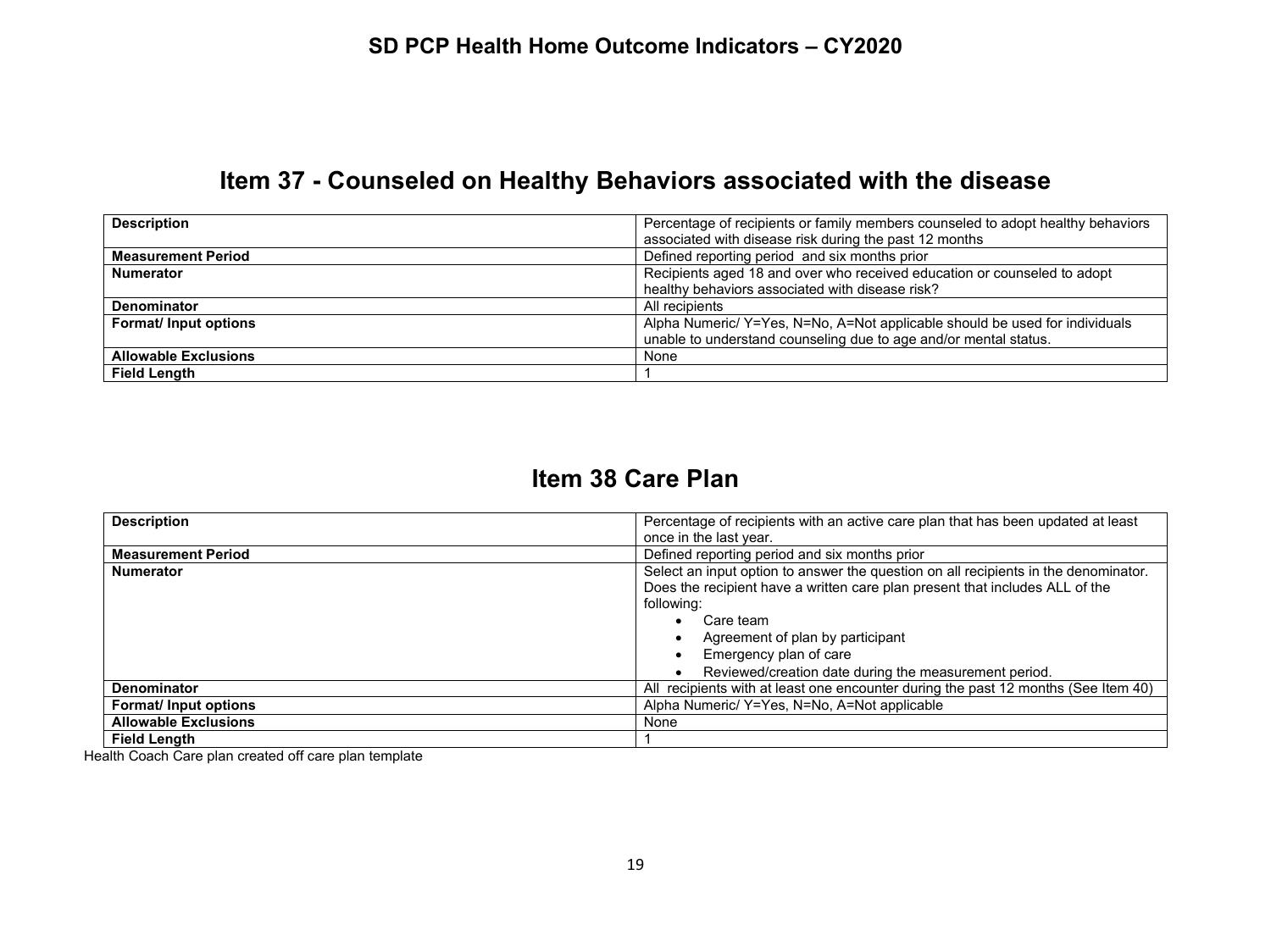# SD PCP Health Home Outcome Indicators – CY2020

## Item 37 - Counseled on Healthy Behaviors associated with the disease

| **Description** | Percentage of recipients or family members counseled to adopt healthy behaviors associated with disease risk during the past 12 months |
|---|---|
| **Measurement Period** | Defined reporting period and six months prior |
| **Numerator** | Recipients aged 18 and over who received education or counseled to adopt healthy behaviors associated with disease risk? |
| **Denominator** | All recipients |
| **Format/ Input options** | Alpha Numeric/ Y=Yes, N=No, A=Not applicable should be used for individuals unable to understand counseling due to age and/or mental status. |
| **Allowable Exclusions** | None |
| **Field Length** | 1 |

## Item 38 Care Plan

| **Description** | Percentage of recipients with an active care plan that has been updated at least once in the last year. |
|---|---|
| **Measurement Period** | Defined reporting period and six months prior |
| **Numerator** | Select an input option to answer the question on all recipients in the denominator. Does the recipient have a written care plan present that includes ALL of the following:<br>• Care team<br>• Agreement of plan by participant<br>• Emergency plan of care<br>• Reviewed/creation date during the measurement period. |
| **Denominator** | All recipients with at least one encounter during the past 12 months (See Item 40) |
| **Format/ Input options** | Alpha Numeric/ Y=Yes, N=No, A=Not applicable |
| **Allowable Exclusions** | None |
| **Field Length** | 1 |

Health Coach Care plan created off care plan template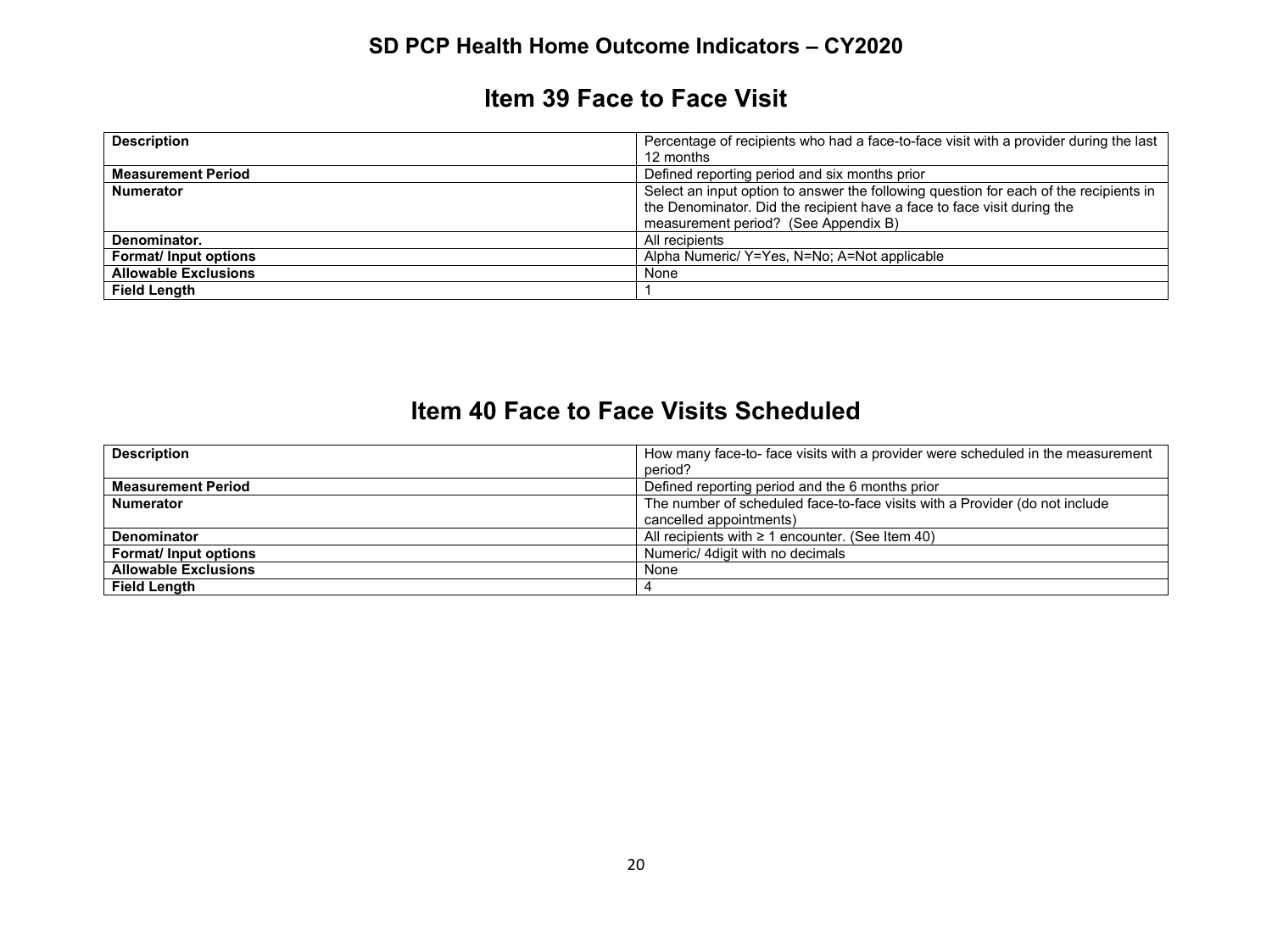# SD PCP Health Home Outcome Indicators – CY2020

## Item 39 Face to Face Visit

| **Description** | Percentage of recipients who had a face-to-face visit with a provider during the last 12 months |
|---|---|
| **Measurement Period** | Defined reporting period and six months prior |
| **Numerator** | Select an input option to answer the following question for each of the recipients in the Denominator. Did the recipient have a face to face visit during the measurement period? (See Appendix B) |
| **Denominator.** | All recipients |
| **Format/ Input options** | Alpha Numeric/ Y=Yes, N=No; A=Not applicable |
| **Allowable Exclusions** | None |
| **Field Length** | 1 |

## Item 40 Face to Face Visits Scheduled

| **Description** | How many face-to- face visits with a provider were scheduled in the measurement period? |
|---|---|
| **Measurement Period** | Defined reporting period and the 6 months prior |
| **Numerator** | The number of scheduled face-to-face visits with a Provider (do not include cancelled appointments) |
| **Denominator** | All recipients with ≥ 1 encounter. (See Item 40) |
| **Format/ Input options** | Numeric/ 4digit with no decimals |
| **Allowable Exclusions** | None |
| **Field Length** | 4 |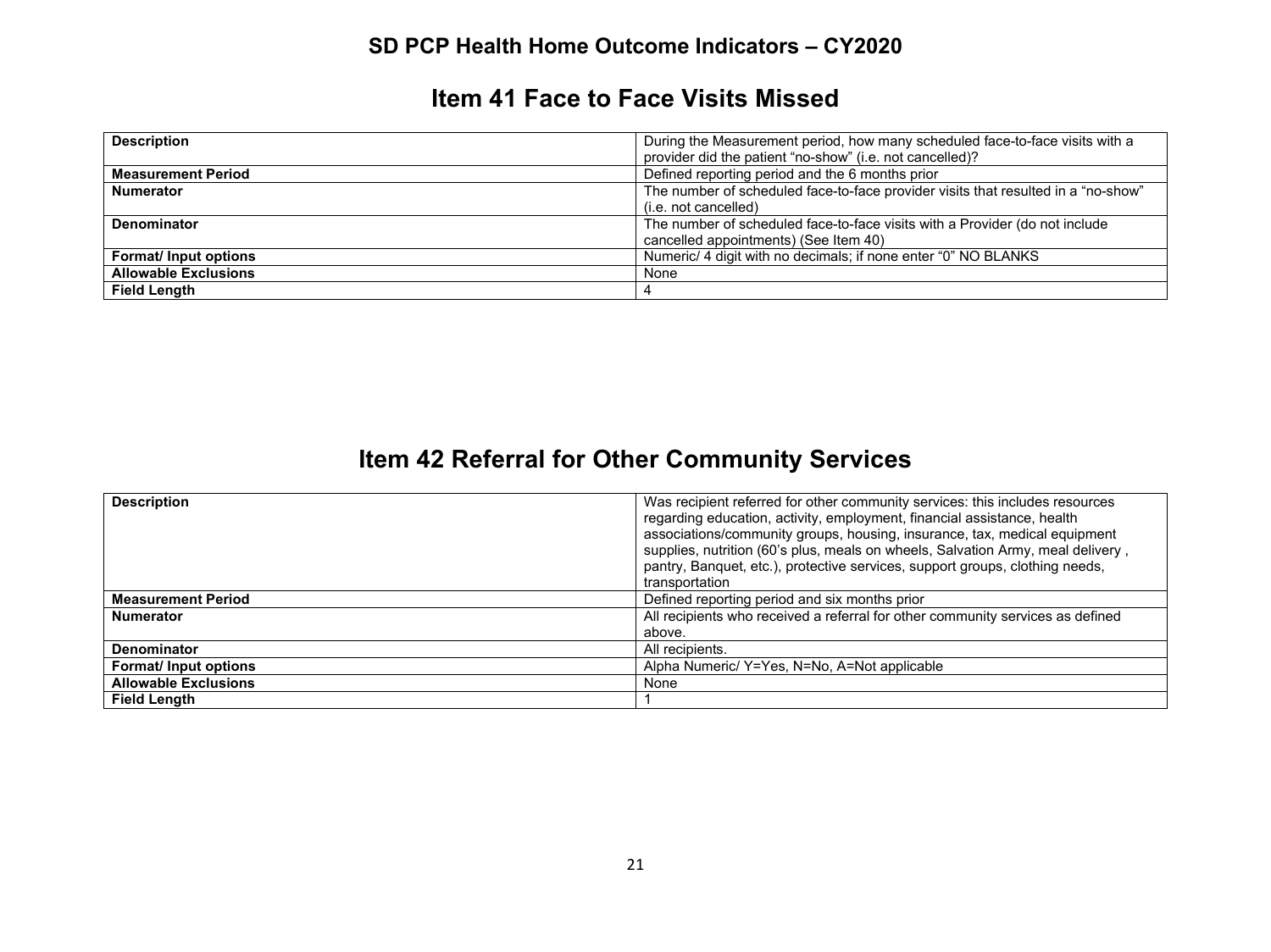# SD PCP Health Home Outcome Indicators – CY2020

## Item 41 Face to Face Visits Missed

| | |
|---|---|
| **Description** | During the Measurement period, how many scheduled face-to-face visits with a provider did the patient "no-show" (i.e. not cancelled)? |
| **Measurement Period** | Defined reporting period and the 6 months prior |
| **Numerator** | The number of scheduled face-to-face provider visits that resulted in a "no-show" (i.e. not cancelled) |
| **Denominator** | The number of scheduled face-to-face visits with a Provider (do not include cancelled appointments) (See Item 40) |
| **Format/ Input options** | Numeric/ 4 digit with no decimals; if none enter "0" NO BLANKS |
| **Allowable Exclusions** | None |
| **Field Length** | 4 |

## Item 42 Referral for Other Community Services

| | |
|---|---|
| **Description** | Was recipient referred for other community services: this includes resources regarding education, activity, employment, financial assistance, health associations/community groups, housing, insurance, tax, medical equipment supplies, nutrition (60's plus, meals on wheels, Salvation Army, meal delivery , pantry, Banquet, etc.), protective services, support groups, clothing needs, transportation |
| **Measurement Period** | Defined reporting period and six months prior |
| **Numerator** | All recipients who received a referral for other community services as defined above. |
| **Denominator** | All recipients. |
| **Format/ Input options** | Alpha Numeric/ Y=Yes, N=No, A=Not applicable |
| **Allowable Exclusions** | None |
| **Field Length** | 1 |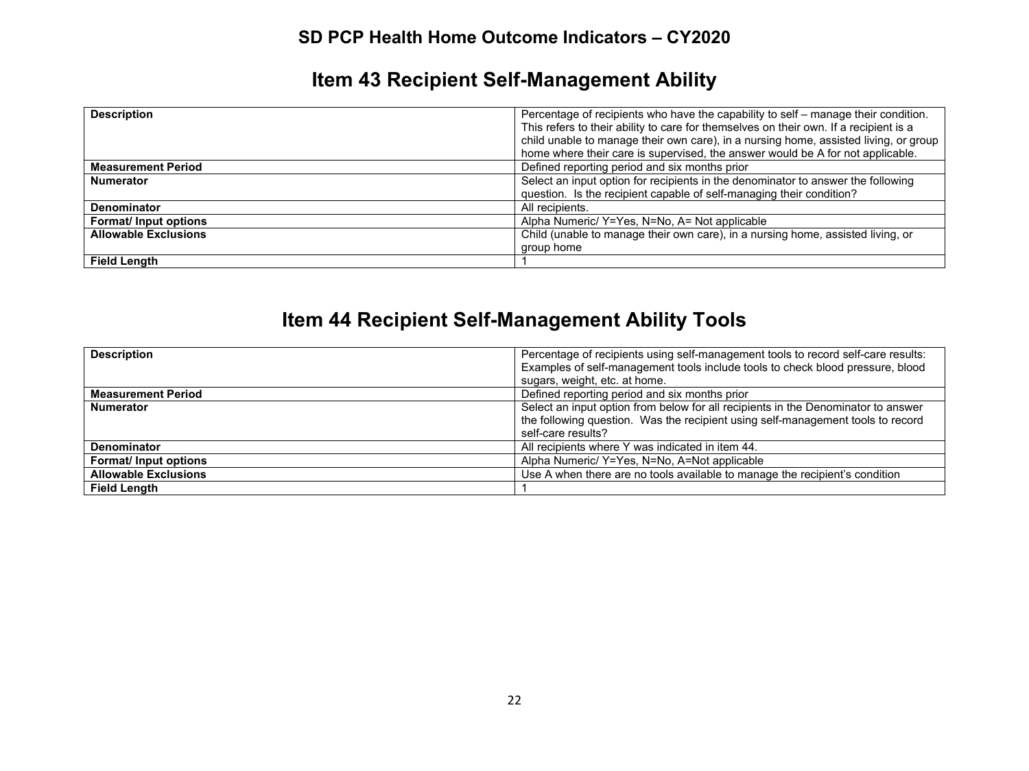# SD PCP Health Home Outcome Indicators – CY2020

## Item 43 Recipient Self-Management Ability

| | |
|---|---|
| **Description** | Percentage of recipients who have the capability to self – manage their condition. This refers to their ability to care for themselves on their own. If a recipient is a child unable to manage their own care), in a nursing home, assisted living, or group home where their care is supervised, the answer would be A for not applicable. |
| **Measurement Period** | Defined reporting period and six months prior |
| **Numerator** | Select an input option for recipients in the denominator to answer the following question. Is the recipient capable of self-managing their condition? |
| **Denominator** | All recipients. |
| **Format/ Input options** | Alpha Numeric/ Y=Yes, N=No, A= Not applicable |
| **Allowable Exclusions** | Child (unable to manage their own care), in a nursing home, assisted living, or group home |
| **Field Length** | 1 |

## Item 44 Recipient Self-Management Ability Tools

| | |
|---|---|
| **Description** | Percentage of recipients using self-management tools to record self-care results: Examples of self-management tools include tools to check blood pressure, blood sugars, weight, etc. at home. |
| **Measurement Period** | Defined reporting period and six months prior |
| **Numerator** | Select an input option from below for all recipients in the Denominator to answer the following question. Was the recipient using self-management tools to record self-care results? |
| **Denominator** | All recipients where Y was indicated in item 44. |
| **Format/ Input options** | Alpha Numeric/ Y=Yes, N=No, A=Not applicable |
| **Allowable Exclusions** | Use A when there are no tools available to manage the recipient's condition |
| **Field Length** | 1 |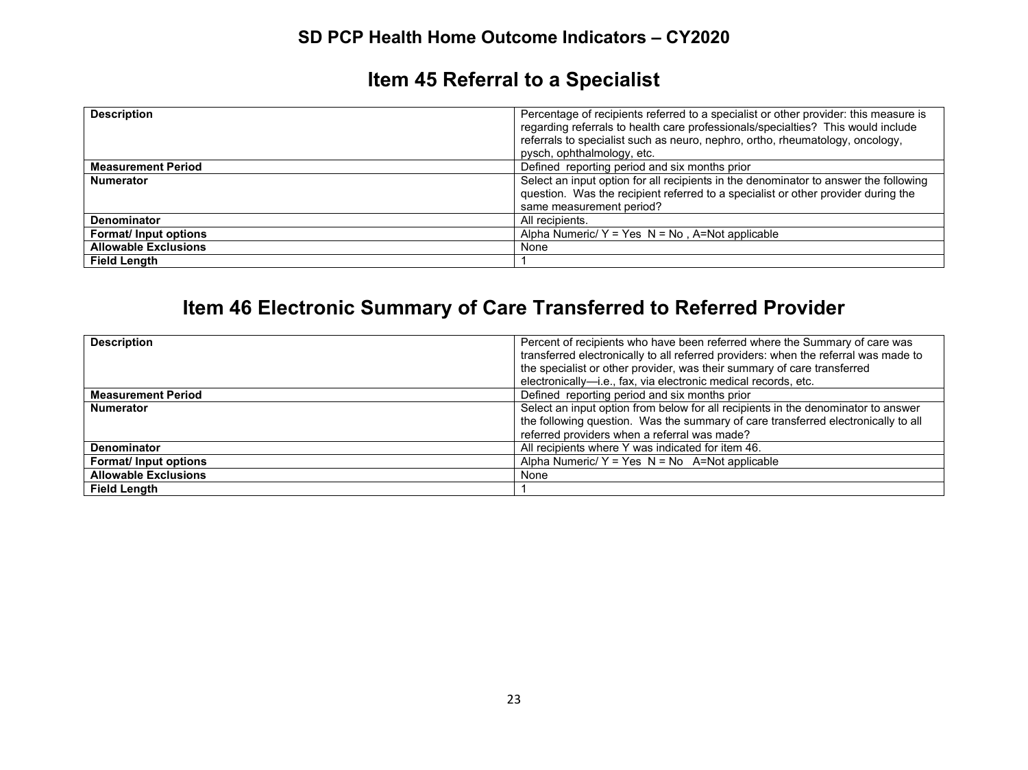## SD PCP Health Home Outcome Indicators – CY2020

# Item 45 Referral to a Specialist

| | |
|---|---|
| **Description** | Percentage of recipients referred to a specialist or other provider: this measure is regarding referrals to health care professionals/specialties? This would include referrals to specialist such as neuro, nephro, ortho, rheumatology, oncology, pysch, ophthalmology, etc. |
| **Measurement Period** | Defined reporting period and six months prior |
| **Numerator** | Select an input option for all recipients in the denominator to answer the following question. Was the recipient referred to a specialist or other provider during the same measurement period? |
| **Denominator** | All recipients. |
| **Format/ Input options** | Alpha Numeric/ Y = Yes N = No , A=Not applicable |
| **Allowable Exclusions** | None |
| **Field Length** | 1 |

# Item 46 Electronic Summary of Care Transferred to Referred Provider

| | |
|---|---|
| **Description** | Percent of recipients who have been referred where the Summary of care was transferred electronically to all referred providers: when the referral was made to the specialist or other provider, was their summary of care transferred electronically—i.e., fax, via electronic medical records, etc. |
| **Measurement Period** | Defined reporting period and six months prior |
| **Numerator** | Select an input option from below for all recipients in the denominator to answer the following question. Was the summary of care transferred electronically to all referred providers when a referral was made? |
| **Denominator** | All recipients where Y was indicated for item 46. |
| **Format/ Input options** | Alpha Numeric/ Y = Yes N = No A=Not applicable |
| **Allowable Exclusions** | None |
| **Field Length** | 1 |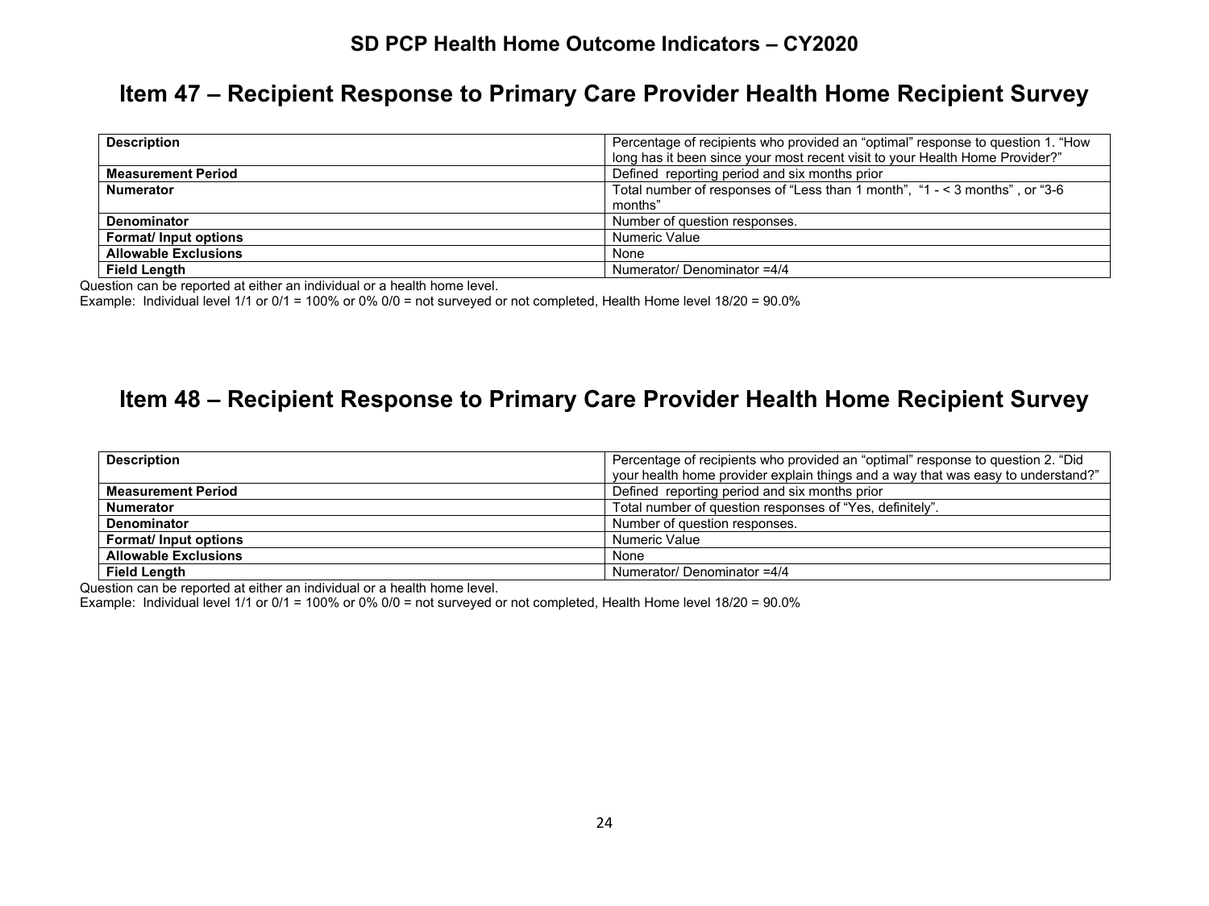## SD PCP Health Home Outcome Indicators – CY2020

# Item 47 – Recipient Response to Primary Care Provider Health Home Recipient Survey

| **Description** | Percentage of recipients who provided an "optimal" response to question 1. "How long has it been since your most recent visit to your Health Home Provider?" |
|---|---|
| **Measurement Period** | Defined reporting period and six months prior |
| **Numerator** | Total number of responses of "Less than 1 month", "1 - < 3 months" , or "3-6 months" |
| **Denominator** | Number of question responses. |
| **Format/ Input options** | Numeric Value |
| **Allowable Exclusions** | None |
| **Field Length** | Numerator/ Denominator =4/4 |

Question can be reported at either an individual or a health home level.

Example: Individual level 1/1 or 0/1 = 100% or 0% 0/0 = not surveyed or not completed, Health Home level 18/20 = 90.0%

# Item 48 – Recipient Response to Primary Care Provider Health Home Recipient Survey

| **Description** | Percentage of recipients who provided an "optimal" response to question 2. "Did your health home provider explain things and a way that was easy to understand?" |
|---|---|
| **Measurement Period** | Defined reporting period and six months prior |
| **Numerator** | Total number of question responses of "Yes, definitely". |
| **Denominator** | Number of question responses. |
| **Format/ Input options** | Numeric Value |
| **Allowable Exclusions** | None |
| **Field Length** | Numerator/ Denominator =4/4 |

Question can be reported at either an individual or a health home level.

Example: Individual level 1/1 or 0/1 = 100% or 0% 0/0 = not surveyed or not completed, Health Home level 18/20 = 90.0%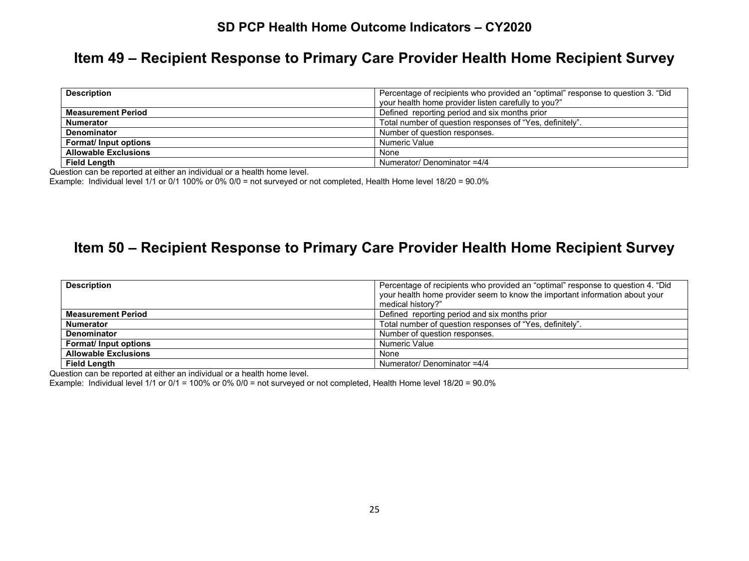## SD PCP Health Home Outcome Indicators – CY2020

# Item 49 – Recipient Response to Primary Care Provider Health Home Recipient Survey

| **Description** | Percentage of recipients who provided an "optimal" response to question 3. "Did your health home provider listen carefully to you?" |
|---|---|
| **Measurement Period** | Defined reporting period and six months prior |
| **Numerator** | Total number of question responses of "Yes, definitely". |
| **Denominator** | Number of question responses. |
| **Format/ Input options** | Numeric Value |
| **Allowable Exclusions** | None |
| **Field Length** | Numerator/ Denominator =4/4 |

Question can be reported at either an individual or a health home level.

Example: Individual level 1/1 or 0/1 100% or 0% 0/0 = not surveyed or not completed, Health Home level 18/20 = 90.0%

# Item 50 – Recipient Response to Primary Care Provider Health Home Recipient Survey

| **Description** | Percentage of recipients who provided an "optimal" response to question 4. "Did your health home provider seem to know the important information about your medical history?" |
|---|---|
| **Measurement Period** | Defined reporting period and six months prior |
| **Numerator** | Total number of question responses of "Yes, definitely". |
| **Denominator** | Number of question responses. |
| **Format/ Input options** | Numeric Value |
| **Allowable Exclusions** | None |
| **Field Length** | Numerator/ Denominator =4/4 |

Question can be reported at either an individual or a health home level.

Example: Individual level 1/1 or 0/1 = 100% or 0% 0/0 = not surveyed or not completed, Health Home level 18/20 = 90.0%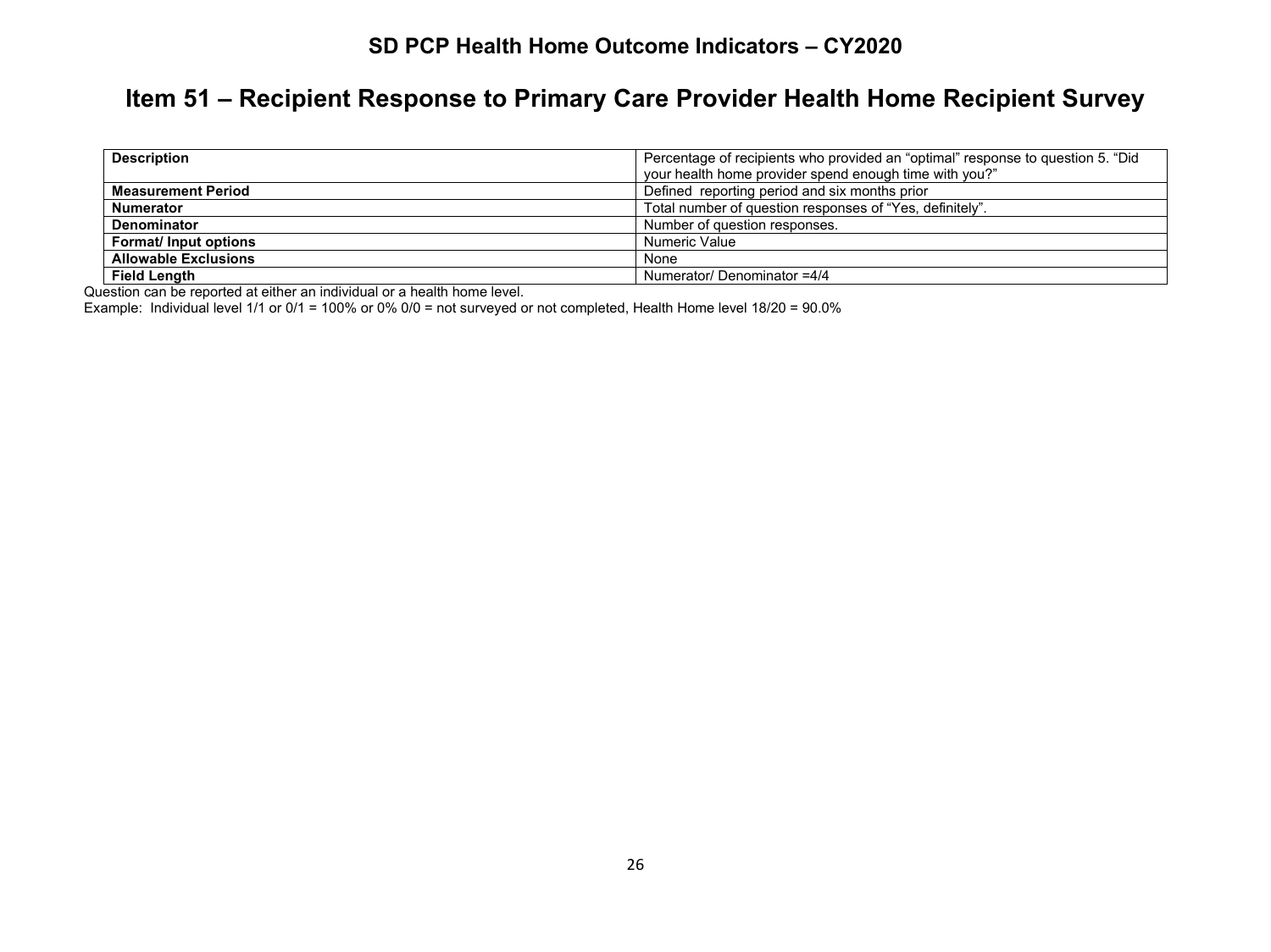## SD PCP Health Home Outcome Indicators – CY2020

# Item 51 – Recipient Response to Primary Care Provider Health Home Recipient Survey

| | |
|---|---|
| **Description** | Percentage of recipients who provided an "optimal" response to question 5. "Did your health home provider spend enough time with you?" |
| **Measurement Period** | Defined reporting period and six months prior |
| **Numerator** | Total number of question responses of "Yes, definitely". |
| **Denominator** | Number of question responses. |
| **Format/ Input options** | Numeric Value |
| **Allowable Exclusions** | None |
| **Field Length** | Numerator/ Denominator =4/4 |

Question can be reported at either an individual or a health home level.

Example: Individual level 1/1 or 0/1 = 100% or 0% 0/0 = not surveyed or not completed, Health Home level 18/20 = 90.0%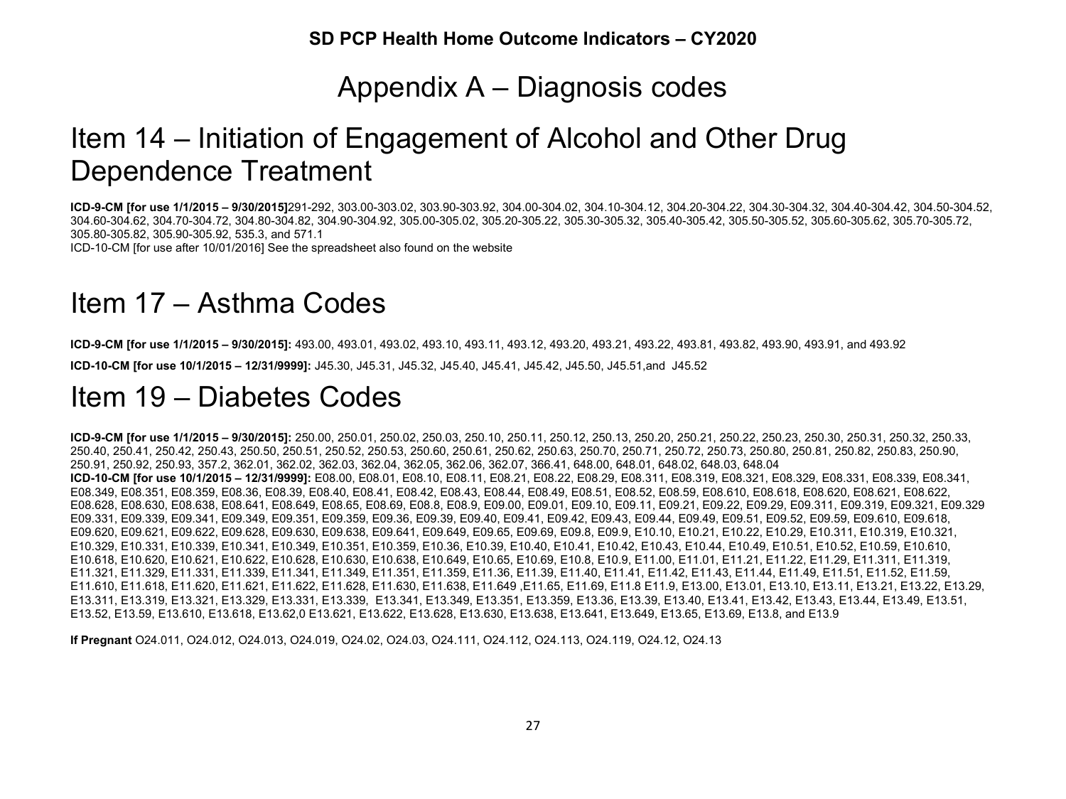# Appendix A – Diagnosis codes

## Item 14 – Initiation of Engagement of Alcohol and Other Drug Dependence Treatment

**ICD-9-CM [for use 1/1/2015 – 9/30/2015]**291-292, 303.00-303.02, 303.90-303.92, 304.00-304.02, 304.10-304.12, 304.20-304.22, 304.30-304.32, 304.40-304.42, 304.50-304.52, 304.60-304.62, 304.70-304.72, 304.80-304.82, 304.90-304.92, 305.00-305.02, 305.20-305.22, 305.30-305.32, 305.40-305.42, 305.50-305.52, 305.60-305.62, 305.70-305.72, 305.80-305.82, 305.90-305.92, 535.3, and 571.1

ICD-10-CM [for use after 10/01/2016] See the spreadsheet also found on the website

## Item 17 – Asthma Codes

**ICD-9-CM [for use 1/1/2015 – 9/30/2015]:** 493.00, 493.01, 493.02, 493.10, 493.11, 493.12, 493.20, 493.21, 493.22, 493.81, 493.82, 493.90, 493.91, and 493.92

**ICD-10-CM [for use 10/1/2015 – 12/31/9999]:** J45.30, J45.31, J45.32, J45.40, J45.41, J45.42, J45.50, J45.51,and J45.52

## Item 19 – Diabetes Codes

**ICD-9-CM [for use 1/1/2015 – 9/30/2015]:** 250.00, 250.01, 250.02, 250.03, 250.10, 250.11, 250.12, 250.13, 250.20, 250.21, 250.22, 250.23, 250.30, 250.31, 250.32, 250.33, 250.40, 250.41, 250.42, 250.43, 250.50, 250.51, 250.52, 250.53, 250.60, 250.61, 250.62, 250.63, 250.70, 250.71, 250.72, 250.73, 250.80, 250.81, 250.82, 250.83, 250.90, 250.91, 250.92, 250.93, 357.2, 362.01, 362.02, 362.03, 362.04, 362.05, 362.06, 362.07, 366.41, 648.00, 648.01, 648.02, 648.03, 648.04

**ICD-10-CM [for use 10/1/2015 – 12/31/9999]:** E08.00, E08.01, E08.10, E08.11, E08.21, E08.22, E08.29, E08.311, E08.319, E08.321, E08.329, E08.331, E08.339, E08.341, E08.349, E08.351, E08.359, E08.36, E08.39, E08.40, E08.41, E08.42, E08.43, E08.44, E08.49, E08.51, E08.52, E08.59, E08.610, E08.618, E08.620, E08.621, E08.622, E08.628, E08.630, E08.638, E08.641, E08.649, E08.65, E08.69, E08.8, E08.9, E09.00, E09.01, E09.10, E09.11, E09.21, E09.22, E09.29, E09.311, E09.319, E09.321, E09.329 E09.331, E09.339, E09.341, E09.349, E09.351, E09.359, E09.36, E09.39, E09.40, E09.41, E09.42, E09.43, E09.44, E09.49, E09.51, E09.52, E09.59, E09.610, E09.618, E09.620, E09.621, E09.622, E09.628, E09.630, E09.638, E09.641, E09.649, E09.65, E09.69, E09.8, E09.9, E10.10, E10.21, E10.22, E10.29, E10.311, E10.319, E10.321, E10.329, E10.331, E10.339, E10.341, E10.349, E10.351, E10.359, E10.36, E10.39, E10.40, E10.41, E10.42, E10.43, E10.44, E10.49, E10.51, E10.52, E10.59, E10.610, E10.618, E10.620, E10.621, E10.622, E10.628, E10.630, E10.638, E10.649, E10.65, E10.69, E10.8, E10.9, E11.00, E11.01, E11.21, E11.22, E11.29, E11.311, E11.319, E11.321, E11.329, E11.331, E11.339, E11.341, E11.349, E11.351, E11.359, E11.36, E11.39, E11.40, E11.41, E11.42, E11.43, E11.44, E11.49, E11.51, E11.52, E11.59, E11.610, E11.618, E11.620, E11.621, E11.622, E11.628, E11.630, E11.638, E11.649 ,E11.65, E11.69, E11.8 E11.9, E13.00, E13.01, E13.10, E13.11, E13.21, E13.22, E13.29, E13.311, E13.319, E13.321, E13.329, E13.331, E13.339, E13.341, E13.349, E13.351, E13.359, E13.36, E13.39, E13.40, E13.41, E13.42, E13.43, E13.44, E13.49, E13.51, E13.52, E13.59, E13.610, E13.618, E13.62,0 E13.621, E13.622, E13.628, E13.630, E13.638, E13.641, E13.649, E13.65, E13.69, E13.8, and E13.9

**If Pregnant** O24.011, O24.012, O24.013, O24.019, O24.02, O24.03, O24.111, O24.112, O24.113, O24.119, O24.12, O24.13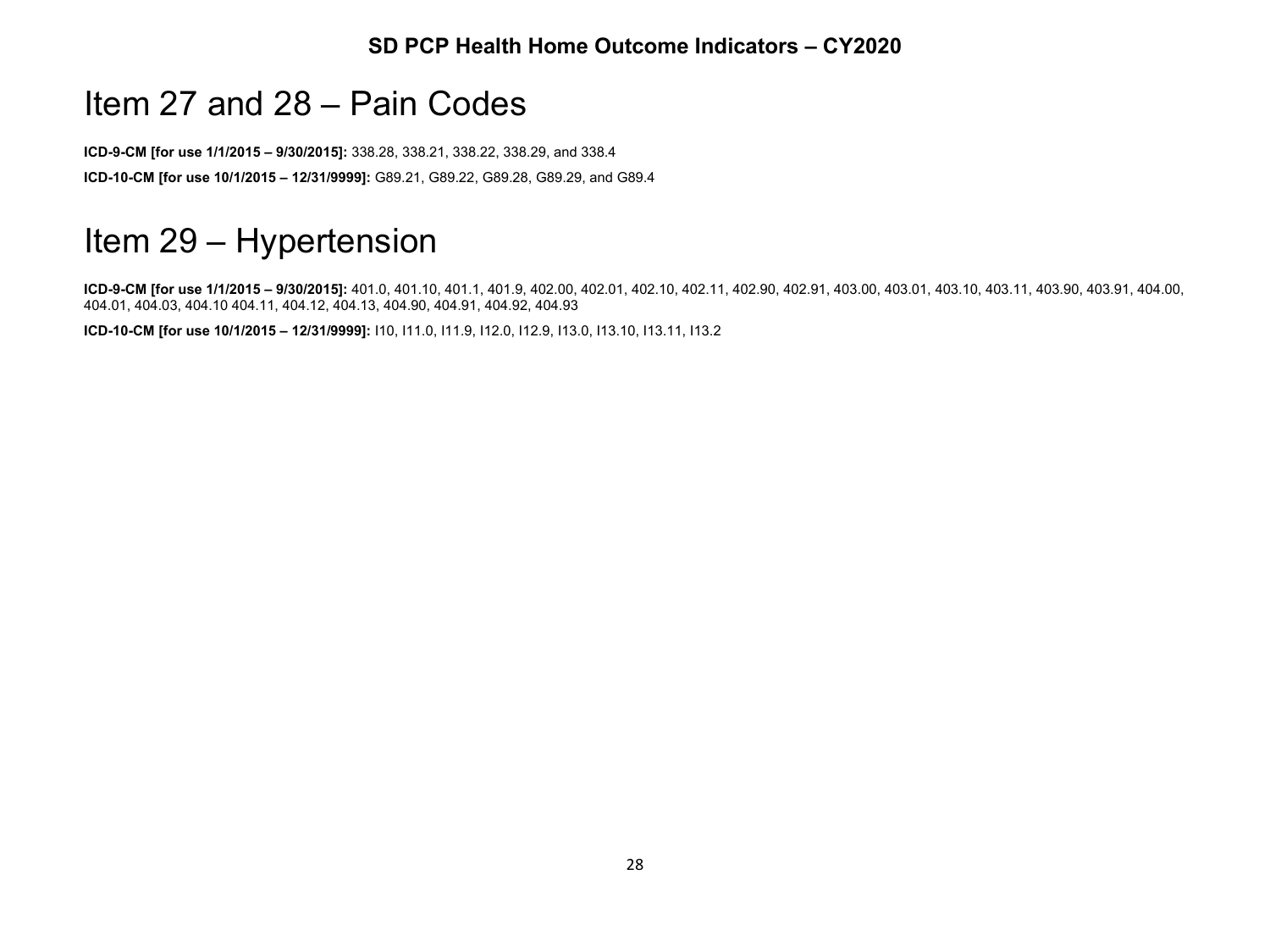# Item 27 and 28 – Pain Codes

**ICD-9-CM [for use 1/1/2015 – 9/30/2015]:** 338.28, 338.21, 338.22, 338.29, and 338.4

**ICD-10-CM [for use 10/1/2015 – 12/31/9999]:** G89.21, G89.22, G89.28, G89.29, and G89.4

# Item 29 – Hypertension

**ICD-9-CM [for use 1/1/2015 – 9/30/2015]:** 401.0, 401.10, 401.1, 401.9, 402.00, 402.01, 402.10, 402.11, 402.90, 402.91, 403.00, 403.01, 403.10, 403.11, 403.90, 403.91, 404.00, 404.01, 404.03, 404.10 404.11, 404.12, 404.13, 404.90, 404.91, 404.92, 404.93

**ICD-10-CM [for use 10/1/2015 – 12/31/9999]:** I10, I11.0, I11.9, I12.0, I12.9, I13.0, I13.10, I13.11, I13.2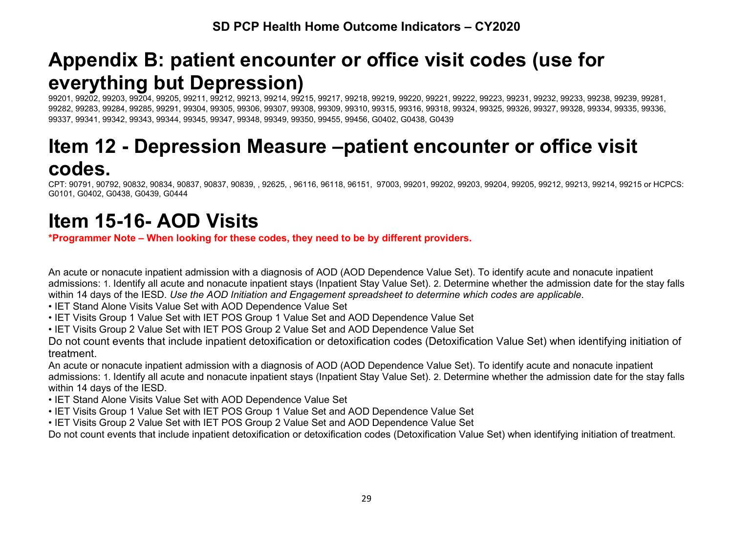# Appendix B: patient encounter or office visit codes (use for everything but Depression)

99201, 99202, 99203, 99204, 99205, 99211, 99212, 99213, 99214, 99215, 99217, 99218, 99219, 99220, 99221, 99222, 99223, 99231, 99232, 99233, 99238, 99239, 99281, 99282, 99283, 99284, 99285, 99291, 99304, 99305, 99306, 99307, 99308, 99309, 99310, 99315, 99316, 99318, 99324, 99325, 99326, 99327, 99328, 99334, 99335, 99336, 99337, 99341, 99342, 99343, 99344, 99345, 99347, 99348, 99349, 99350, 99455, 99456, G0402, G0438, G0439

# Item 12 - Depression Measure –patient encounter or office visit codes.

CPT: 90791, 90792, 90832, 90834, 90837, 90837, 90839, , 92625, , 96116, 96118, 96151, 97003, 99201, 99202, 99203, 99204, 99205, 99212, 99213, 99214, 99215 or HCPCS: G0101, G0402, G0438, G0439, G0444

# Item 15-16- AOD Visits

**\*Programmer Note – When looking for these codes, they need to be by different providers.**

An acute or nonacute inpatient admission with a diagnosis of AOD (AOD Dependence Value Set). To identify acute and nonacute inpatient admissions: 1. Identify all acute and nonacute inpatient stays (Inpatient Stay Value Set). 2. Determine whether the admission date for the stay falls within 14 days of the IESD. *Use the AOD Initiation and Engagement spreadsheet to determine which codes are applicable*.

- IET Stand Alone Visits Value Set with AOD Dependence Value Set
- IET Visits Group 1 Value Set with IET POS Group 1 Value Set and AOD Dependence Value Set
- IET Visits Group 2 Value Set with IET POS Group 2 Value Set and AOD Dependence Value Set

Do not count events that include inpatient detoxification or detoxification codes (Detoxification Value Set) when identifying initiation of treatment.

An acute or nonacute inpatient admission with a diagnosis of AOD (AOD Dependence Value Set). To identify acute and nonacute inpatient admissions: 1. Identify all acute and nonacute inpatient stays (Inpatient Stay Value Set). 2. Determine whether the admission date for the stay falls within 14 days of the IESD.

- IET Stand Alone Visits Value Set with AOD Dependence Value Set
- IET Visits Group 1 Value Set with IET POS Group 1 Value Set and AOD Dependence Value Set
- IET Visits Group 2 Value Set with IET POS Group 2 Value Set and AOD Dependence Value Set

Do not count events that include inpatient detoxification or detoxification codes (Detoxification Value Set) when identifying initiation of treatment.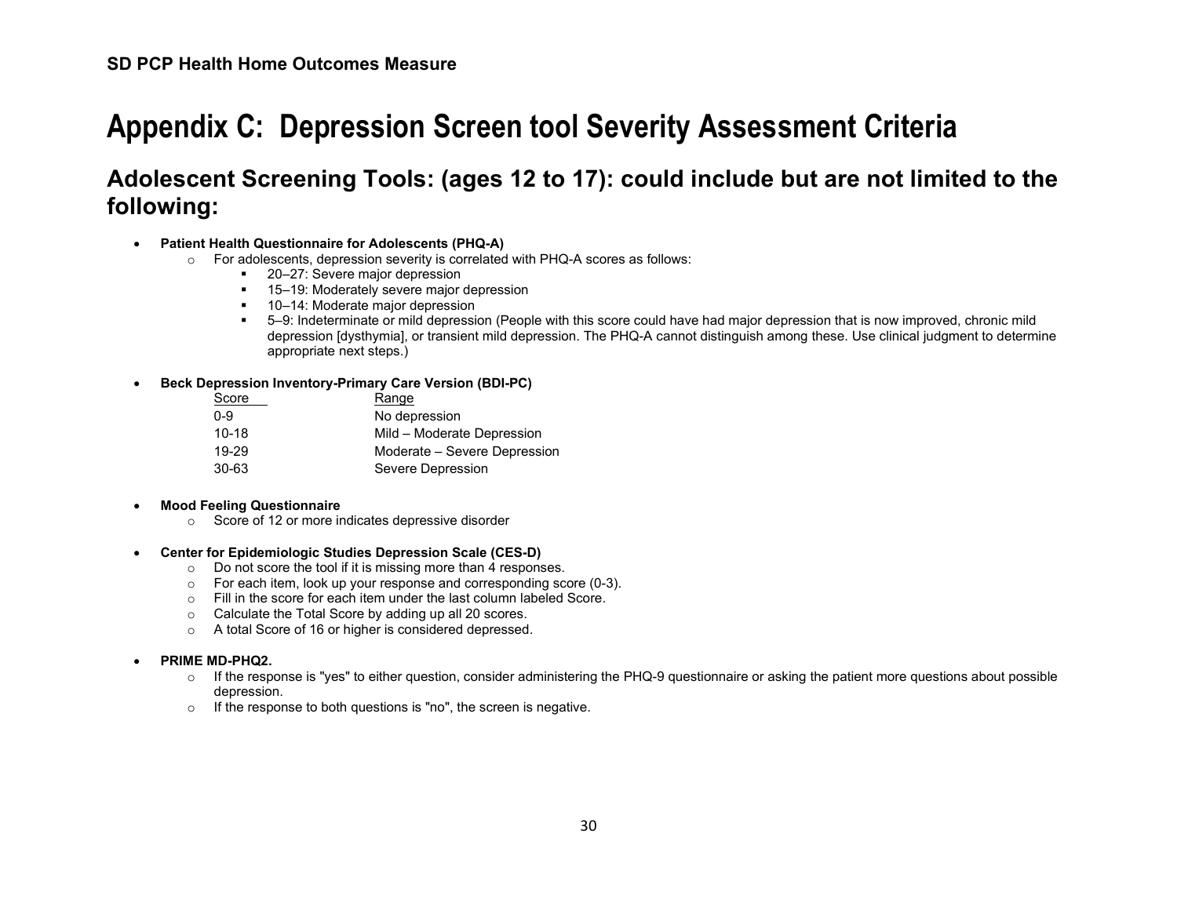# Appendix C: Depression Screen tool Severity Assessment Criteria

## Adolescent Screening Tools: (ages 12 to 17): could include but are not limited to the following:

- **Patient Health Questionnaire for Adolescents (PHQ-A)**
  - For adolescents, depression severity is correlated with PHQ-A scores as follows:
    - 20–27: Severe major depression
    - 15–19: Moderately severe major depression
    - 10–14: Moderate major depression
    - 5–9: Indeterminate or mild depression (People with this score could have had major depression that is now improved, chronic mild depression [dysthymia], or transient mild depression. The PHQ-A cannot distinguish among these. Use clinical judgment to determine appropriate next steps.)

- **Beck Depression Inventory-Primary Care Version (BDI-PC)**

| Score | Range |
|---|---|
| 0-9 | No depression |
| 10-18 | Mild – Moderate Depression |
| 19-29 | Moderate – Severe Depression |
| 30-63 | Severe Depression |

- **Mood Feeling Questionnaire**
  - Score of 12 or more indicates depressive disorder

- **Center for Epidemiologic Studies Depression Scale (CES-D)**
  - Do not score the tool if it is missing more than 4 responses.
  - For each item, look up your response and corresponding score (0-3).
  - Fill in the score for each item under the last column labeled Score.
  - Calculate the Total Score by adding up all 20 scores.
  - A total Score of 16 or higher is considered depressed.

- **PRIME MD-PHQ2.**
  - If the response is "yes" to either question, consider administering the PHQ-9 questionnaire or asking the patient more questions about possible depression.
  - If the response to both questions is "no", the screen is negative.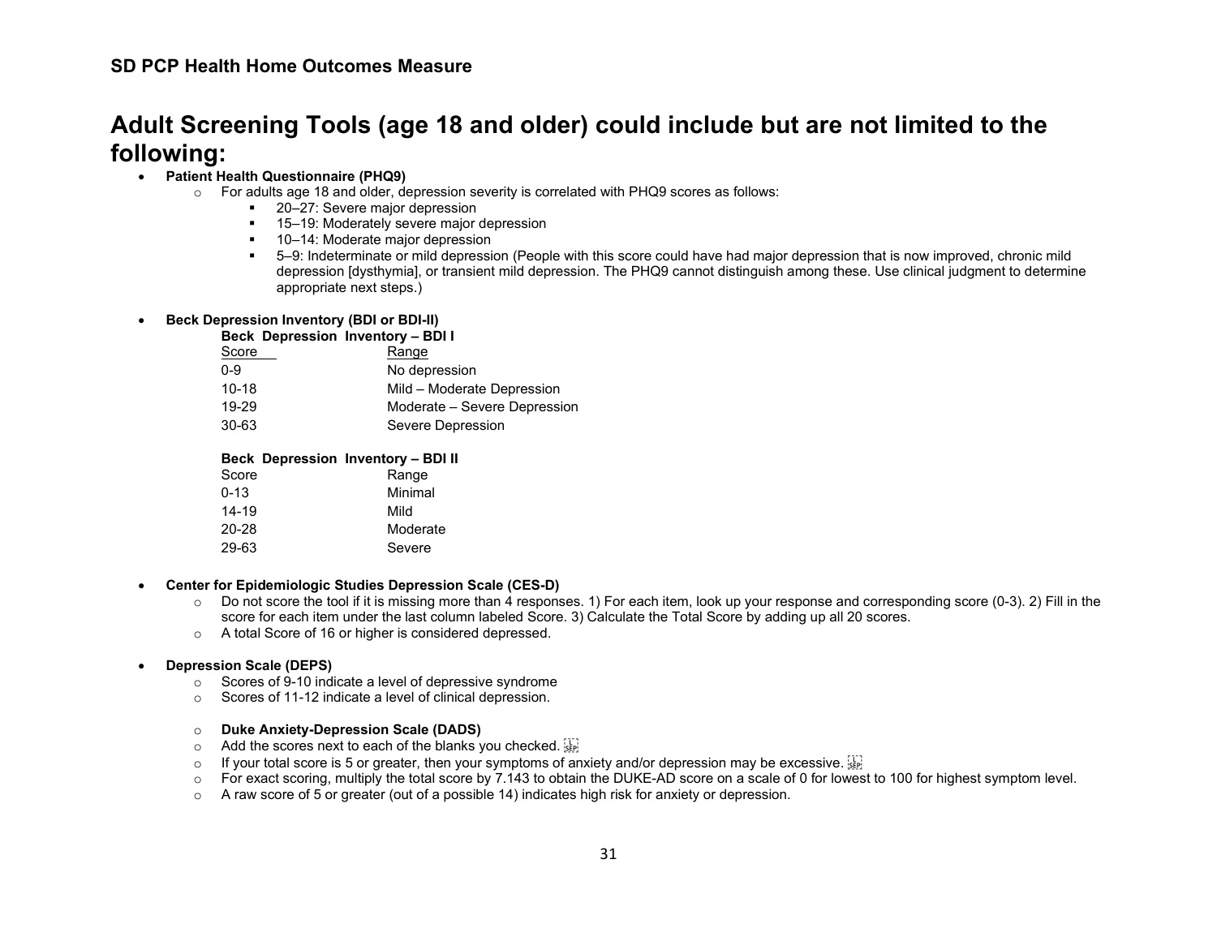# Adult Screening Tools (age 18 and older) could include but are not limited to the following:

- **Patient Health Questionnaire (PHQ9)**
  - For adults age 18 and older, depression severity is correlated with PHQ9 scores as follows:
    - 20–27: Severe major depression
    - 15–19: Moderately severe major depression
    - 10–14: Moderate major depression
    - 5–9: Indeterminate or mild depression (People with this score could have had major depression that is now improved, chronic mild depression [dysthymia], or transient mild depression. The PHQ9 cannot distinguish among these. Use clinical judgment to determine appropriate next steps.)

- **Beck Depression Inventory (BDI or BDI-II)**

**Beck Depression Inventory – BDI I**

| Score | Range |
|---|---|
| 0-9 | No depression |
| 10-18 | Mild – Moderate Depression |
| 19-29 | Moderate – Severe Depression |
| 30-63 | Severe Depression |

**Beck Depression Inventory – BDI II**

| Score | Range |
|---|---|
| 0-13 | Minimal |
| 14-19 | Mild |
| 20-28 | Moderate |
| 29-63 | Severe |

- **Center for Epidemiologic Studies Depression Scale (CES-D)**
  - Do not score the tool if it is missing more than 4 responses. 1) For each item, look up your response and corresponding score (0-3). 2) Fill in the score for each item under the last column labeled Score. 3) Calculate the Total Score by adding up all 20 scores.
  - A total Score of 16 or higher is considered depressed.

- **Depression Scale (DEPS)**
  - Scores of 9-10 indicate a level of depressive syndrome
  - Scores of 11-12 indicate a level of clinical depression.

  - **Duke Anxiety-Depression Scale (DADS)**
  - Add the scores next to each of the blanks you checked.
  - If your total score is 5 or greater, then your symptoms of anxiety and/or depression may be excessive.
  - For exact scoring, multiply the total score by 7.143 to obtain the DUKE-AD score on a scale of 0 for lowest to 100 for highest symptom level.
  - A raw score of 5 or greater (out of a possible 14) indicates high risk for anxiety or depression.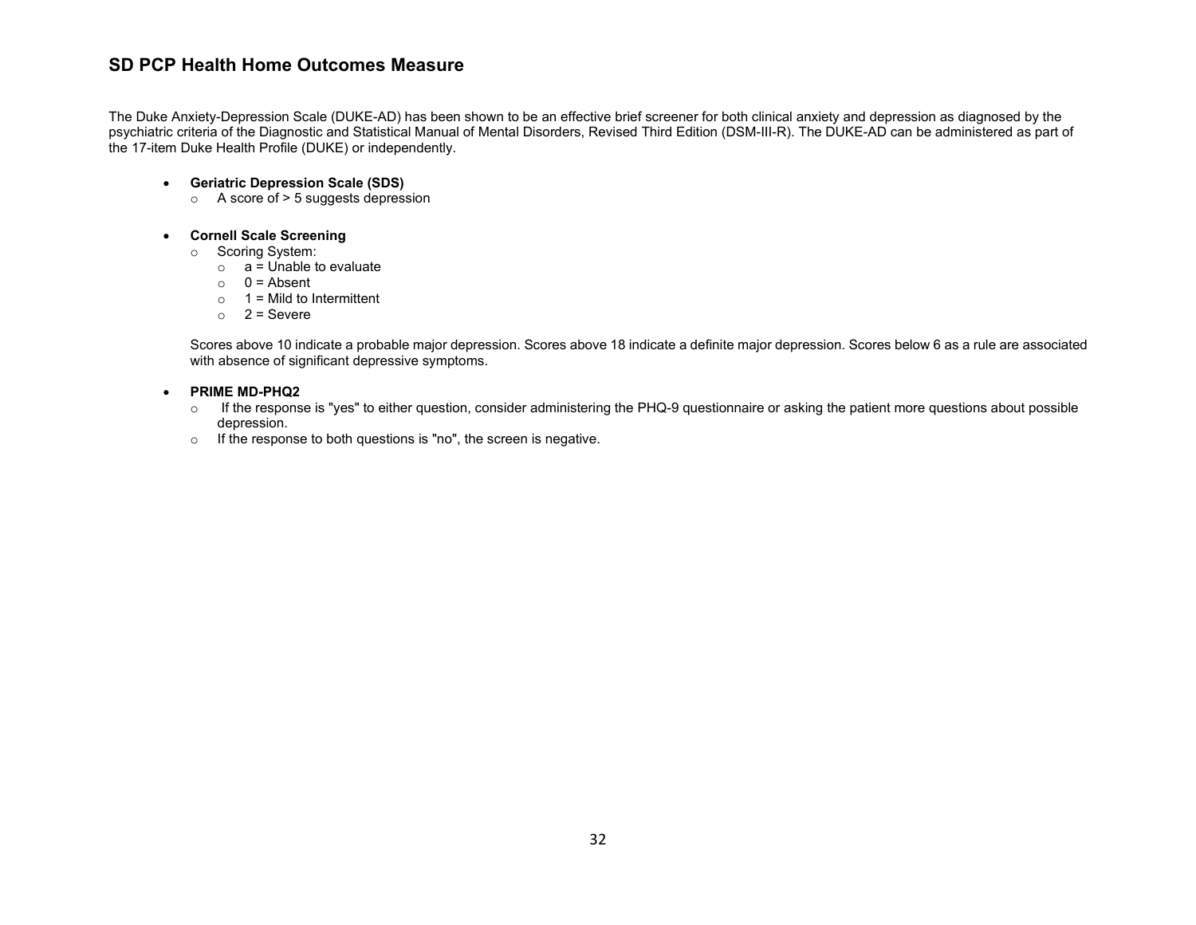## SD PCP Health Home Outcomes Measure

The Duke Anxiety-Depression Scale (DUKE-AD) has been shown to be an effective brief screener for both clinical anxiety and depression as diagnosed by the psychiatric criteria of the Diagnostic and Statistical Manual of Mental Disorders, Revised Third Edition (DSM-III-R). The DUKE-AD can be administered as part of the 17-item Duke Health Profile (DUKE) or independently.

- **Geriatric Depression Scale (SDS)**
  - A score of > 5 suggests depression

- **Cornell Scale Screening**
  - Scoring System:
    - a = Unable to evaluate
    - 0 = Absent
    - 1 = Mild to Intermittent
    - 2 = Severe

  Scores above 10 indicate a probable major depression. Scores above 18 indicate a definite major depression. Scores below 6 as a rule are associated with absence of significant depressive symptoms.

- **PRIME MD-PHQ2**
  - If the response is "yes" to either question, consider administering the PHQ-9 questionnaire or asking the patient more questions about possible depression.
  - If the response to both questions is "no", the screen is negative.